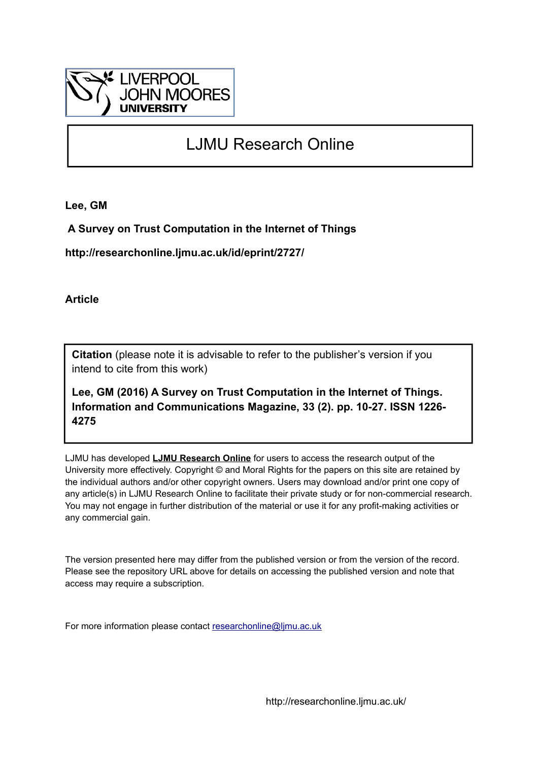LIVERPOOL JOHN MOORES UNIVERSITY

# LJMU Research Online

**Lee, GM**

**A Survey on Trust Computation in the Internet of Things**

**http://researchonline.ljmu.ac.uk/id/eprint/2727/**

**Article**

**Citation** (please note it is advisable to refer to the publisher's version if you intend to cite from this work)

**Lee, GM (2016) A Survey on Trust Computation in the Internet of Things. Information and Communications Magazine, 33 (2). pp. 10-27. ISSN 1226-4275**

LJMU has developed **LJMU Research Online** for users to access the research output of the University more effectively. Copyright © and Moral Rights for the papers on this site are retained by the individual authors and/or other copyright owners. Users may download and/or print one copy of any article(s) in LJMU Research Online to facilitate their private study or for non-commercial research. You may not engage in further distribution of the material or use it for any profit-making activities or any commercial gain.

The version presented here may differ from the published version or from the version of the record. Please see the repository URL above for details on accessing the published version and note that access may require a subscription.

For more information please contact researchonline@ljmu.ac.uk

http://researchonline.ljmu.ac.uk/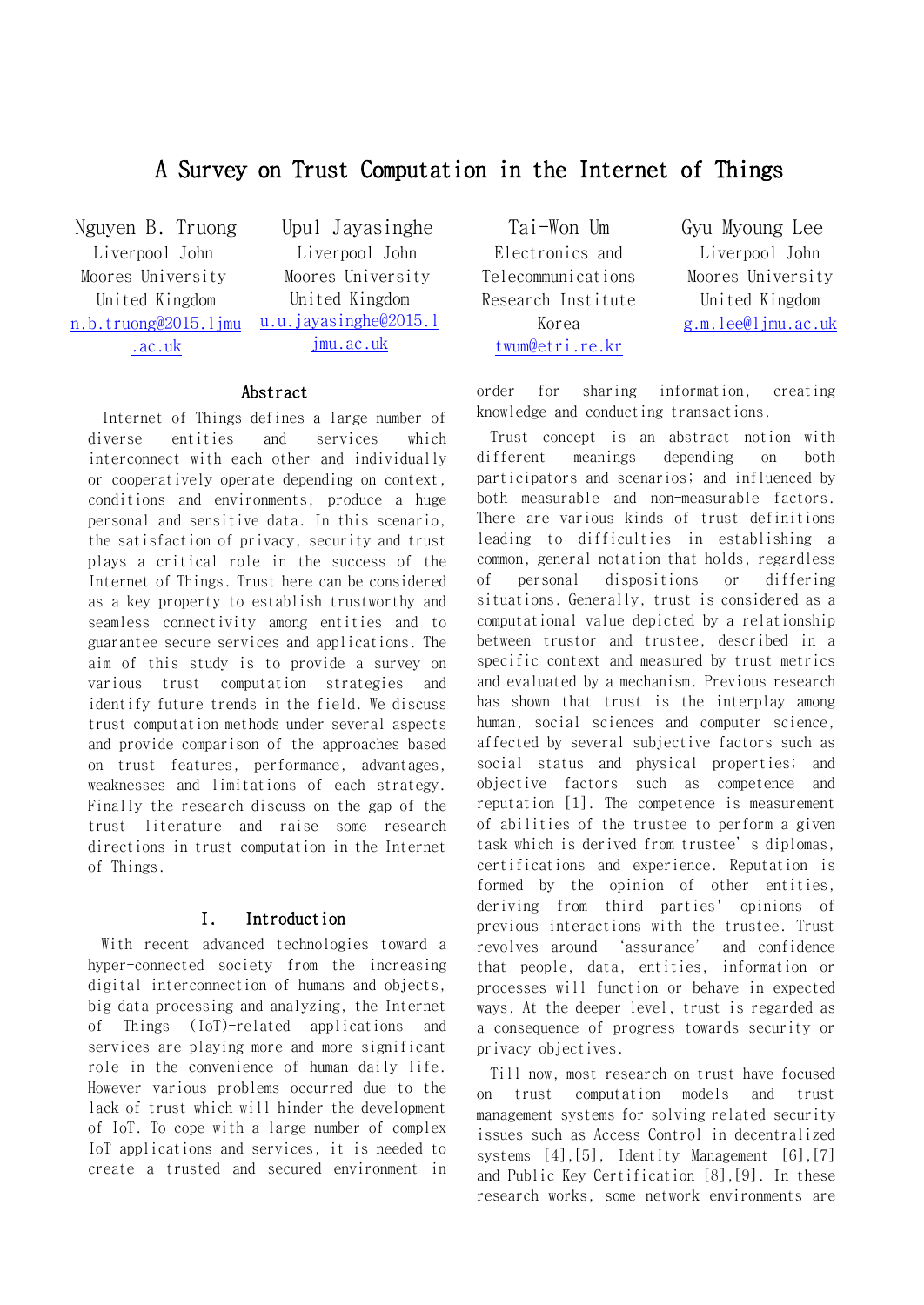# A Survey on Trust Computation in the Internet of Things

Nguyen B. Truong
Liverpool John Moores University
United Kingdom
n.b.truong@2015.ljmu.ac.uk

Upul Jayasinghe
Liverpool John Moores University
United Kingdom
u.u.jayasinghe@2015.ljmu.ac.uk

Tai-Won Um
Electronics and Telecommunications Research Institute
Korea
twum@etri.re.kr

Gyu Myoung Lee
Liverpool John Moores University
United Kingdom
g.m.lee@ljmu.ac.uk

## Abstract

Internet of Things defines a large number of diverse entities and services which interconnect with each other and individually or cooperatively operate depending on context, conditions and environments, produce a huge personal and sensitive data. In this scenario, the satisfaction of privacy, security and trust plays a critical role in the success of the Internet of Things. Trust here can be considered as a key property to establish trustworthy and seamless connectivity among entities and to guarantee secure services and applications. The aim of this study is to provide a survey on various trust computation strategies and identify future trends in the field. We discuss trust computation methods under several aspects and provide comparison of the approaches based on trust features, performance, advantages, weaknesses and limitations of each strategy. Finally the research discuss on the gap of the trust literature and raise some research directions in trust computation in the Internet of Things.

## I. Introduction

With recent advanced technologies toward a hyper-connected society from the increasing digital interconnection of humans and objects, big data processing and analyzing, the Internet of Things (IoT)-related applications and services are playing more and more significant role in the convenience of human daily life. However various problems occurred due to the lack of trust which will hinder the development of IoT. To cope with a large number of complex IoT applications and services, it is needed to create a trusted and secured environment in order for sharing information, creating knowledge and conducting transactions.

Trust concept is an abstract notion with different meanings depending on both participators and scenarios; and influenced by both measurable and non-measurable factors. There are various kinds of trust definitions leading to difficulties in establishing a common, general notation that holds, regardless of personal dispositions or differing situations. Generally, trust is considered as a computational value depicted by a relationship between trustor and trustee, described in a specific context and measured by trust metrics and evaluated by a mechanism. Previous research has shown that trust is the interplay among human, social sciences and computer science, affected by several subjective factors such as social status and physical properties; and objective factors such as competence and reputation [1]. The competence is measurement of abilities of the trustee to perform a given task which is derived from trustee's diplomas, certifications and experience. Reputation is formed by the opinion of other entities, deriving from third parties' opinions of previous interactions with the trustee. Trust revolves around 'assurance' and confidence that people, data, entities, information or processes will function or behave in expected ways. At the deeper level, trust is regarded as a consequence of progress towards security or privacy objectives.

Till now, most research on trust have focused on trust computation models and trust management systems for solving related-security issues such as Access Control in decentralized systems [4],[5], Identity Management [6],[7] and Public Key Certification [8],[9]. In these research works, some network environments are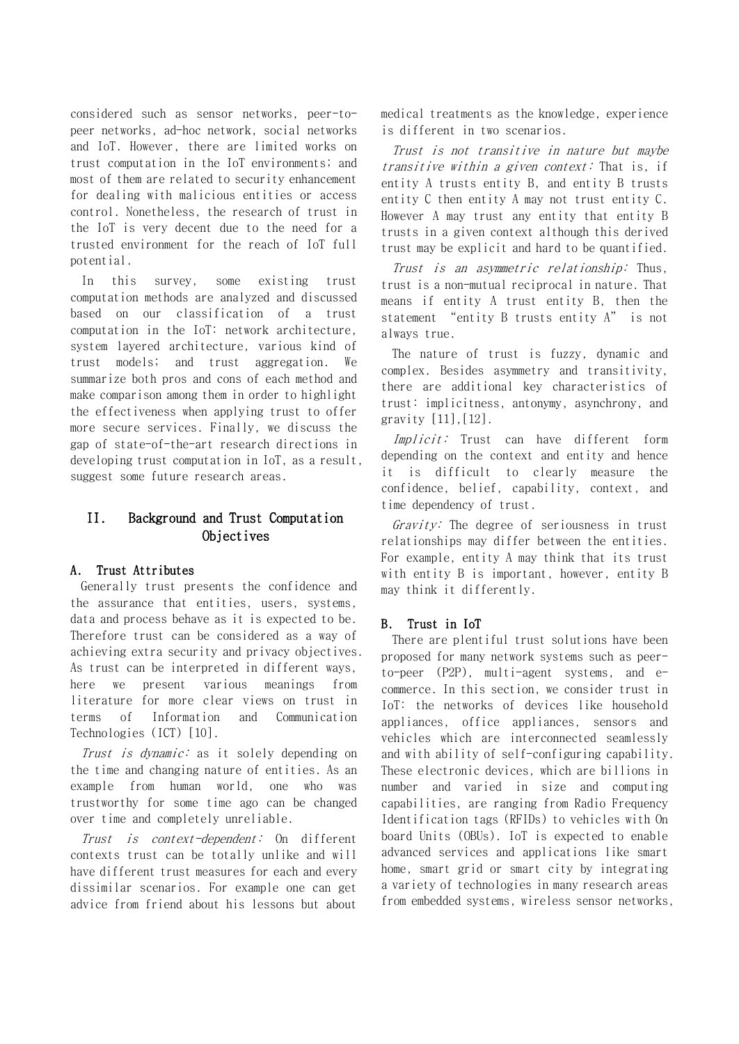considered such as sensor networks, peer-to-peer networks, ad-hoc network, social networks and IoT. However, there are limited works on trust computation in the IoT environments; and most of them are related to security enhancement for dealing with malicious entities or access control. Nonetheless, the research of trust in the IoT is very decent due to the need for a trusted environment for the reach of IoT full potential.

In this survey, some existing trust computation methods are analyzed and discussed based on our classification of a trust computation in the IoT: network architecture, system layered architecture, various kind of trust models; and trust aggregation. We summarize both pros and cons of each method and make comparison among them in order to highlight the effectiveness when applying trust to offer more secure services. Finally, we discuss the gap of state-of-the-art research directions in developing trust computation in IoT, as a result, suggest some future research areas.

## II. Background and Trust Computation Objectives

### A. Trust Attributes

Generally trust presents the confidence and the assurance that entities, users, systems, data and process behave as it is expected to be. Therefore trust can be considered as a way of achieving extra security and privacy objectives. As trust can be interpreted in different ways, here we present various meanings from literature for more clear views on trust in terms of Information and Communication Technologies (ICT) [10].

*Trust is dynamic:* as it solely depending on the time and changing nature of entities. As an example from human world, one who was trustworthy for some time ago can be changed over time and completely unreliable.

*Trust is context-dependent:* On different contexts trust can be totally unlike and will have different trust measures for each and every dissimilar scenarios. For example one can get advice from friend about his lessons but about medical treatments as the knowledge, experience is different in two scenarios.

*Trust is not transitive in nature but maybe transitive within a given context:* That is, if entity A trusts entity B, and entity B trusts entity C then entity A may not trust entity C. However A may trust any entity that entity B trusts in a given context although this derived trust may be explicit and hard to be quantified.

*Trust is an asymmetric relationship:* Thus, trust is a non-mutual reciprocal in nature. That means if entity A trust entity B, then the statement "entity B trusts entity A" is not always true.

The nature of trust is fuzzy, dynamic and complex. Besides asymmetry and transitivity, there are additional key characteristics of trust: implicitness, antonymy, asynchrony, and gravity [11],[12].

*Implicit:* Trust can have different form depending on the context and entity and hence it is difficult to clearly measure the confidence, belief, capability, context, and time dependency of trust.

*Gravity:* The degree of seriousness in trust relationships may differ between the entities. For example, entity A may think that its trust with entity B is important, however, entity B may think it differently.

### B. Trust in IoT

There are plentiful trust solutions have been proposed for many network systems such as peer-to-peer (P2P), multi-agent systems, and e-commerce. In this section, we consider trust in IoT: the networks of devices like household appliances, office appliances, sensors and vehicles which are interconnected seamlessly and with ability of self-configuring capability. These electronic devices, which are billions in number and varied in size and computing capabilities, are ranging from Radio Frequency Identification tags (RFIDs) to vehicles with On board Units (OBUs). IoT is expected to enable advanced services and applications like smart home, smart grid or smart city by integrating a variety of technologies in many research areas from embedded systems, wireless sensor networks,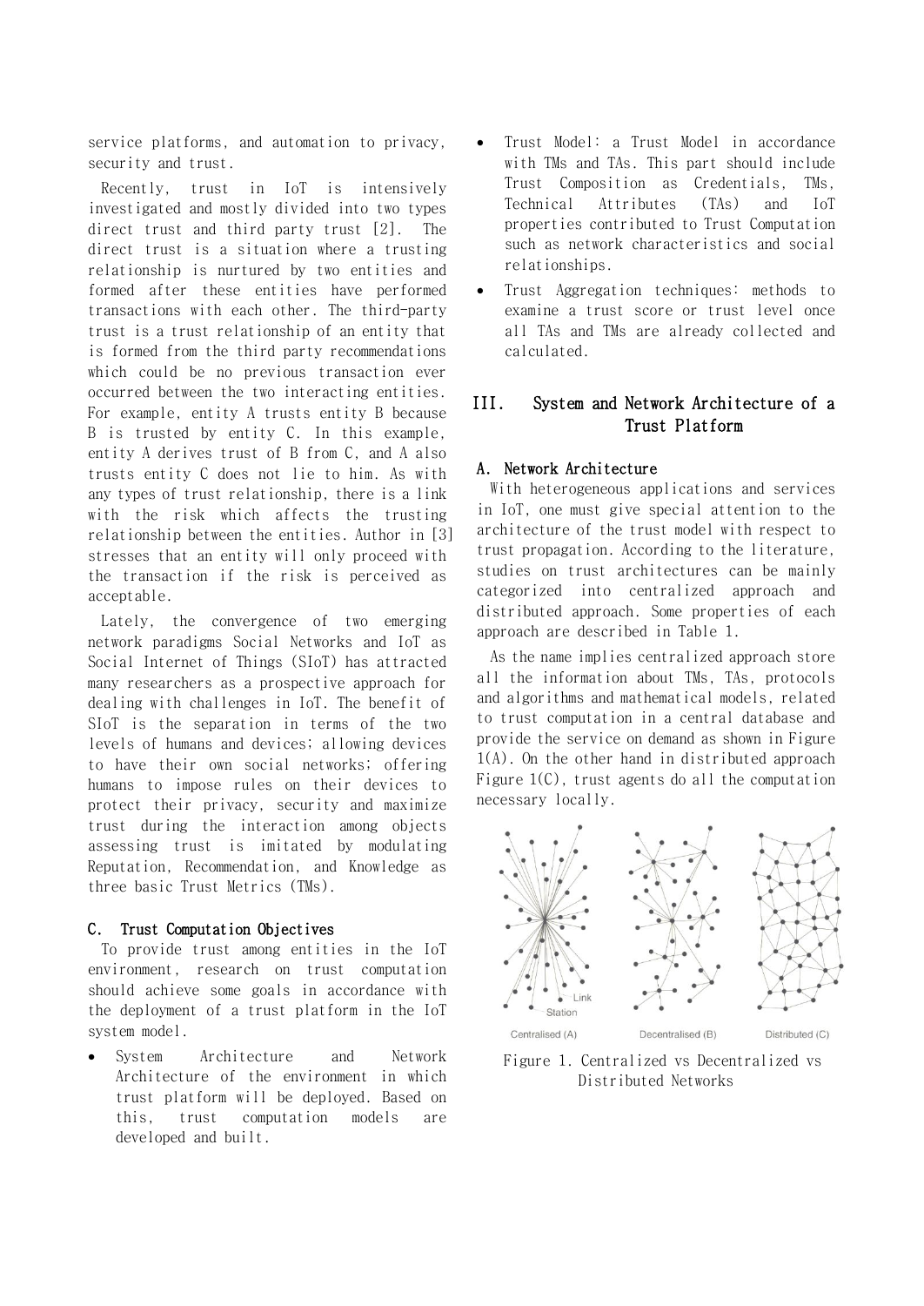service platforms, and automation to privacy, security and trust.

Recently, trust in IoT is intensively investigated and mostly divided into two types direct trust and third party trust [2]. The direct trust is a situation where a trusting relationship is nurtured by two entities and formed after these entities have performed transactions with each other. The third-party trust is a trust relationship of an entity that is formed from the third party recommendations which could be no previous transaction ever occurred between the two interacting entities. For example, entity A trusts entity B because B is trusted by entity C. In this example, entity A derives trust of B from C, and A also trusts entity C does not lie to him. As with any types of trust relationship, there is a link with the risk which affects the trusting relationship between the entities. Author in [3] stresses that an entity will only proceed with the transaction if the risk is perceived as acceptable.

Lately, the convergence of two emerging network paradigms Social Networks and IoT as Social Internet of Things (SIoT) has attracted many researchers as a prospective approach for dealing with challenges in IoT. The benefit of SIoT is the separation in terms of the two levels of humans and devices; allowing devices to have their own social networks; offering humans to impose rules on their devices to protect their privacy, security and maximize trust during the interaction among objects assessing trust is imitated by modulating Reputation, Recommendation, and Knowledge as three basic Trust Metrics (TMs).

### C. Trust Computation Objectives

To provide trust among entities in the IoT environment, research on trust computation should achieve some goals in accordance with the deployment of a trust platform in the IoT system model.

- System Architecture and Network Architecture of the environment in which trust platform will be deployed. Based on this, trust computation models are developed and built.
- Trust Model: a Trust Model in accordance with TMs and TAs. This part should include Trust Composition as Credentials, TMs, Technical Attributes (TAs) and IoT properties contributed to Trust Computation such as network characteristics and social relationships.
- Trust Aggregation techniques: methods to examine a trust score or trust level once all TAs and TMs are already collected and calculated.

## III. System and Network Architecture of a Trust Platform

### A. Network Architecture

With heterogeneous applications and services in IoT, one must give special attention to the architecture of the trust model with respect to trust propagation. According to the literature, studies on trust architectures can be mainly categorized into centralized approach and distributed approach. Some properties of each approach are described in Table 1.

As the name implies centralized approach store all the information about TMs, TAs, protocols and algorithms and mathematical models, related to trust computation in a central database and provide the service on demand as shown in Figure 1(A). On the other hand in distributed approach Figure 1(C), trust agents do all the computation necessary locally.

Figure 1. Centralized vs Decentralized vs Distributed Networks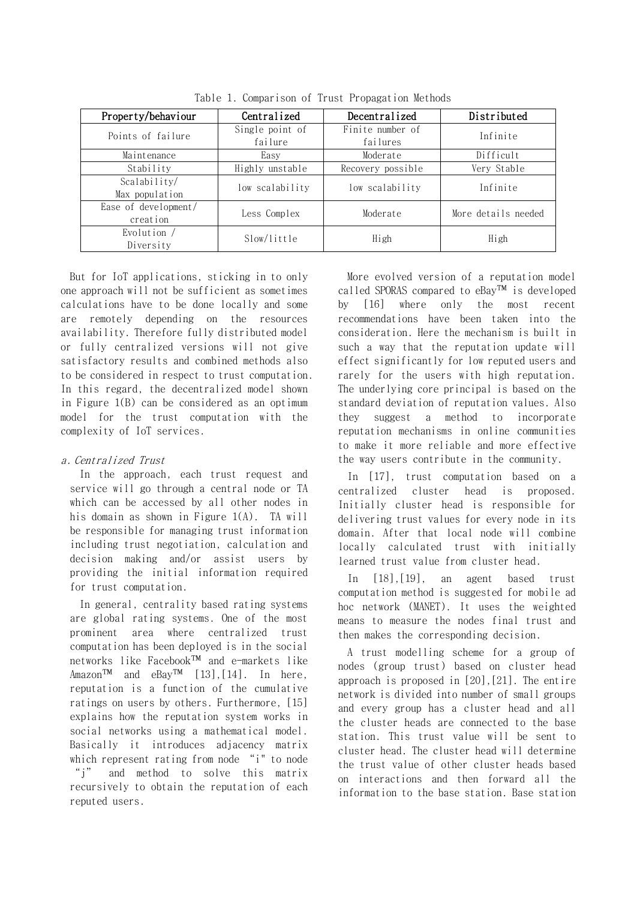Table 1. Comparison of Trust Propagation Methods

| Property/behaviour | Centralized | Decentralized | Distributed |
|---|---|---|---|
| Points of failure | Single point of failure | Finite number of failures | Infinite |
| Maintenance | Easy | Moderate | Difficult |
| Stability | Highly unstable | Recovery possible | Very Stable |
| Scalability/ Max population | low scalability | low scalability | Infinite |
| Ease of development/ creation | Less Complex | Moderate | More details needed |
| Evolution / Diversity | Slow/little | High | High |

But for IoT applications, sticking in to only one approach will not be sufficient as sometimes calculations have to be done locally and some are remotely depending on the resources availability. Therefore fully distributed model or fully centralized versions will not give satisfactory results and combined methods also to be considered in respect to trust computation. In this regard, the decentralized model shown in Figure 1(B) can be considered as an optimum model for the trust computation with the complexity of IoT services.

*a. Centralized Trust*

In the approach, each trust request and service will go through a central node or TA which can be accessed by all other nodes in his domain as shown in Figure 1(A). TA will be responsible for managing trust information including trust negotiation, calculation and decision making and/or assist users by providing the initial information required for trust computation.

In general, centrality based rating systems are global rating systems. One of the most prominent area where centralized trust computation has been deployed is in the social networks like Facebook™ and e-markets like Amazon™ and eBay™ [13],[14]. In here, reputation is a function of the cumulative ratings on users by others. Furthermore, [15] explains how the reputation system works in social networks using a mathematical model. Basically it introduces adjacency matrix which represent rating from node "i" to node "j" and method to solve this matrix recursively to obtain the reputation of each reputed users.

More evolved version of a reputation model called SPORAS compared to eBay™ is developed by [16] where only the most recent recommendations have been taken into the consideration. Here the mechanism is built in such a way that the reputation update will effect significantly for low reputed users and rarely for the users with high reputation. The underlying core principal is based on the standard deviation of reputation values. Also they suggest a method to incorporate reputation mechanisms in online communities to make it more reliable and more effective the way users contribute in the community.

In [17], trust computation based on a centralized cluster head is proposed. Initially cluster head is responsible for delivering trust values for every node in its domain. After that local node will combine locally calculated trust with initially learned trust value from cluster head.

In [18],[19], an agent based trust computation method is suggested for mobile ad hoc network (MANET). It uses the weighted means to measure the nodes final trust and then makes the corresponding decision.

A trust modelling scheme for a group of nodes (group trust) based on cluster head approach is proposed in [20],[21]. The entire network is divided into number of small groups and every group has a cluster head and all the cluster heads are connected to the base station. This trust value will be sent to cluster head. The cluster head will determine the trust value of other cluster heads based on interactions and then forward all the information to the base station. Base station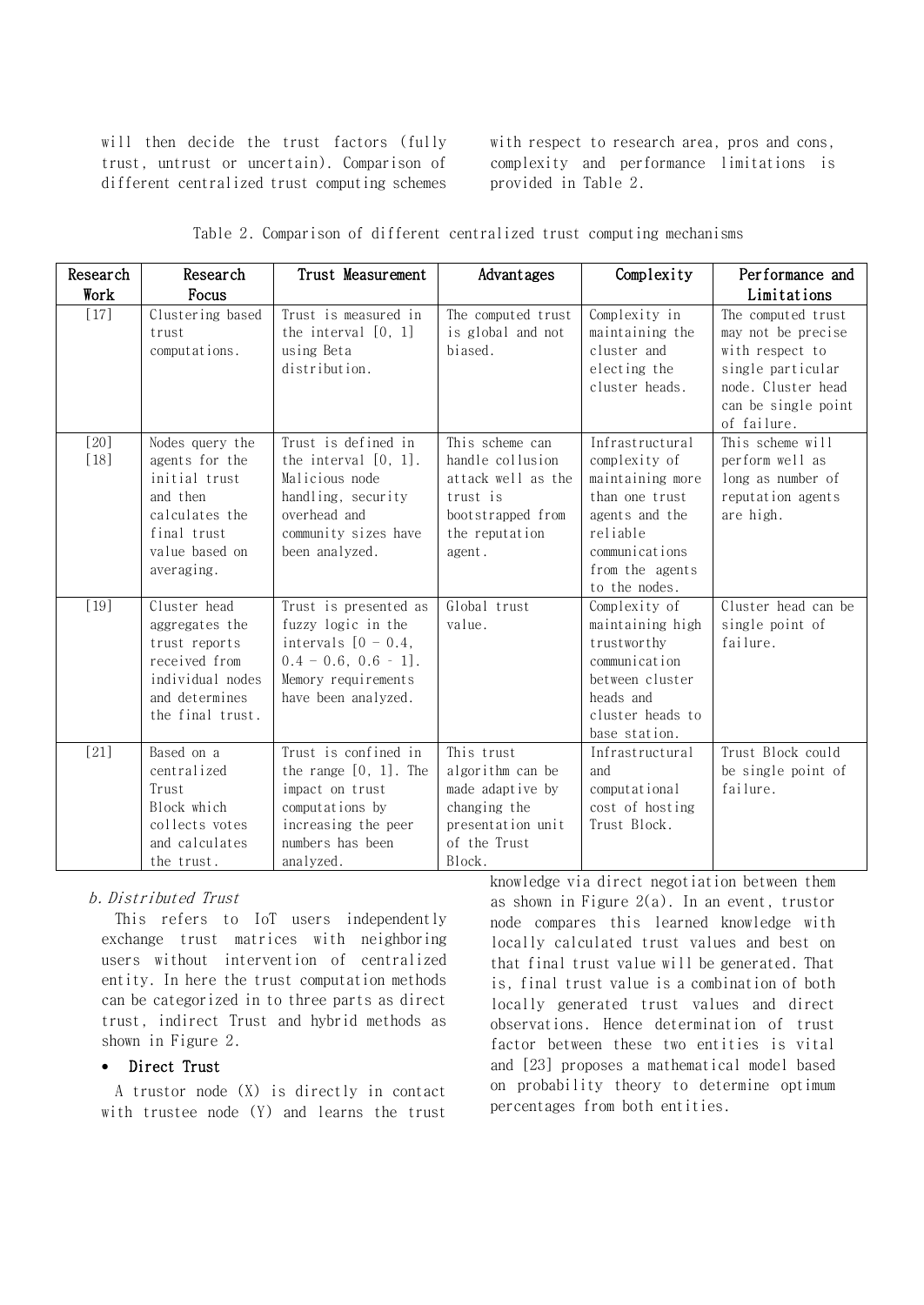will then decide the trust factors (fully trust, untrust or uncertain). Comparison of different centralized trust computing schemes with respect to research area, pros and cons, complexity and performance limitations is provided in Table 2.

Table 2. Comparison of different centralized trust computing mechanisms

| Research Work | Research Focus | Trust Measurement | Advantages | Complexity | Performance and Limitations |
|---|---|---|---|---|---|
| [17] | Clustering based trust computations. | Trust is measured in the interval [0, 1] using Beta distribution. | The computed trust is global and not biased. | Complexity in maintaining the cluster and electing the cluster heads. | The computed trust may not be precise with respect to single particular node. Cluster head can be single point of failure. |
| [20] [18] | Nodes query the agents for the initial trust and then calculates the final trust value based on averaging. | Trust is defined in the interval [0, 1]. Malicious node handling, security overhead and community sizes have been analyzed. | This scheme can handle collusion attack well as the trust is bootstrapped from the reputation agent. | Infrastructural complexity of maintaining more than one trust agents and the reliable communications from the agents to the nodes. | This scheme will perform well as long as number of reputation agents are high. |
| [19] | Cluster head aggregates the trust reports received from individual nodes and determines the final trust. | Trust is presented as fuzzy logic in the intervals [0 – 0.4, 0.4 – 0.6, 0.6 - 1]. Memory requirements have been analyzed. | Global trust value. | Complexity of maintaining high trustworthy communication between cluster heads and cluster heads to base station. | Cluster head can be single point of failure. |
| [21] | Based on a centralized Trust Block which collects votes and calculates the trust. | Trust is confined in the range [0, 1]. The impact on trust computations by increasing the peer numbers has been analyzed. | This trust algorithm can be made adaptive by changing the presentation unit of the Trust Block. | Infrastructural and computational cost of hosting Trust Block. | Trust Block could be single point of failure. |

*b. Distributed Trust*

This refers to IoT users independently exchange trust matrices with neighboring users without intervention of centralized entity. In here the trust computation methods can be categorized in to three parts as direct trust, indirect Trust and hybrid methods as shown in Figure 2.

- **Direct Trust**

A trustor node (X) is directly in contact with trustee node (Y) and learns the trust knowledge via direct negotiation between them as shown in Figure 2(a). In an event, trustor node compares this learned knowledge with locally calculated trust values and best on that final trust value will be generated. That is, final trust value is a combination of both locally generated trust values and direct observations. Hence determination of trust factor between these two entities is vital and [23] proposes a mathematical model based on probability theory to determine optimum percentages from both entities.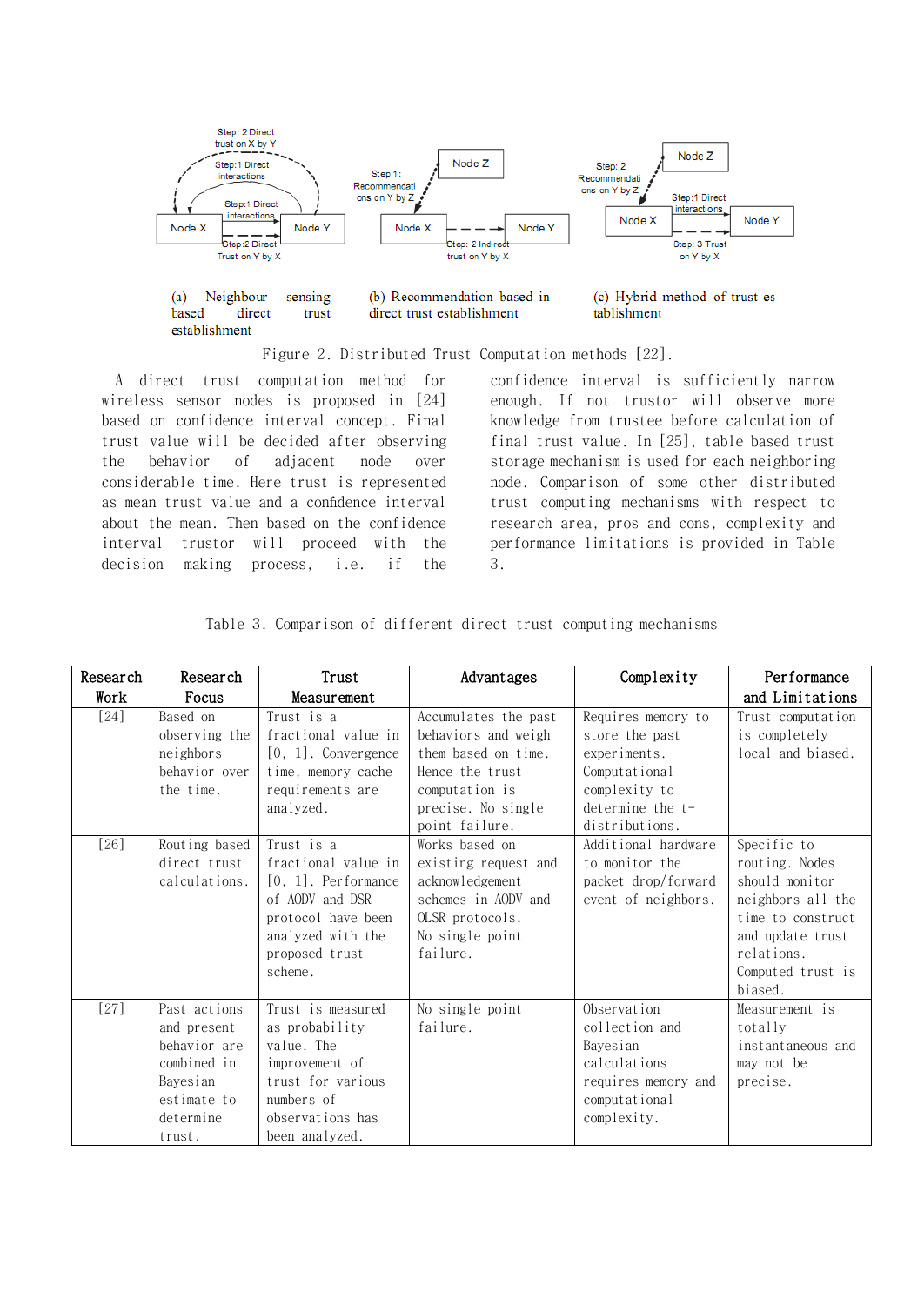(a) Neighbour sensing based direct trust establishment

(b) Recommendation based indirect trust establishment

(c) Hybrid method of trust establishment

Figure 2. Distributed Trust Computation methods [22].

A direct trust computation method for wireless sensor nodes is proposed in [24] based on confidence interval concept. Final trust value will be decided after observing the behavior of adjacent node over considerable time. Here trust is represented as mean trust value and a confidence interval about the mean. Then based on the confidence interval trustor will proceed with the decision making process, i.e. if the confidence interval is sufficiently narrow enough. If not trustor will observe more knowledge from trustee before calculation of final trust value. In [25], table based trust storage mechanism is used for each neighboring node. Comparison of some other distributed trust computing mechanisms with respect to research area, pros and cons, complexity and performance limitations is provided in Table 3.

Table 3. Comparison of different direct trust computing mechanisms

| Research Work | Research Focus | Trust Measurement | Advantages | Complexity | Performance and Limitations |
|---|---|---|---|---|---|
| [24] | Based on observing the neighbors behavior over the time. | Trust is a fractional value in [0, 1]. Convergence time, memory cache requirements are analyzed. | Accumulates the past behaviors and weigh them based on time. Hence the trust computation is precise. No single point failure. | Requires memory to store the past experiments. Computational complexity to determine the t-distributions. | Trust computation is completely local and biased. |
| [26] | Routing based direct trust calculations. | Trust is a fractional value in [0, 1]. Performance of AODV and DSR protocol have been analyzed with the proposed trust scheme. | Works based on existing request and acknowledgement schemes in AODV and OLSR protocols. No single point failure. | Additional hardware to monitor the packet drop/forward event of neighbors. | Specific to routing. Nodes should monitor neighbors all the time to construct and update trust relations. Computed trust is biased. |
| [27] | Past actions and present behavior are combined in Bayesian estimate to determine trust. | Trust is measured as probability value. The improvement of trust for various numbers of observations has been analyzed. | No single point failure. | Observation collection and Bayesian calculations requires memory and computational complexity. | Measurement is totally instantaneous and may not be precise. |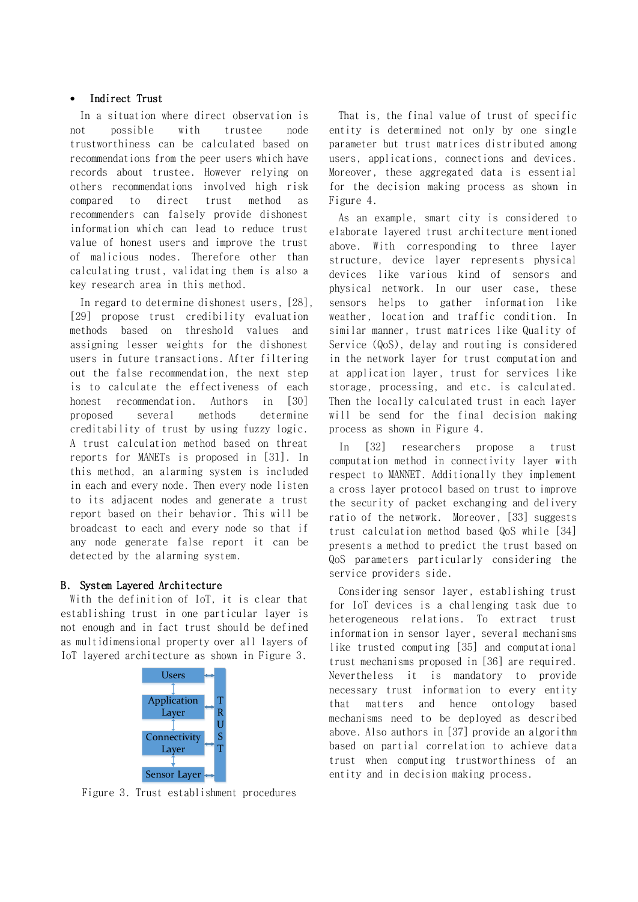- **Indirect Trust**

In a situation where direct observation is not possible with trustee node trustworthiness can be calculated based on recommendations from the peer users which have records about trustee. However relying on others recommendations involved high risk compared to direct trust method as recommenders can falsely provide dishonest information which can lead to reduce trust value of honest users and improve the trust of malicious nodes. Therefore other than calculating trust, validating them is also a key research area in this method.

In regard to determine dishonest users, [28], [29] propose trust credibility evaluation methods based on threshold values and assigning lesser weights for the dishonest users in future transactions. After filtering out the false recommendation, the next step is to calculate the effectiveness of each honest recommendation. Authors in [30] proposed several methods determine creditability of trust by using fuzzy logic. A trust calculation method based on threat reports for MANETs is proposed in [31]. In this method, an alarming system is included in each and every node. Then every node listen to its adjacent nodes and generate a trust report based on their behavior. This will be broadcast to each and every node so that if any node generate false report it can be detected by the alarming system.

## B. System Layered Architecture

With the definition of IoT, it is clear that establishing trust in one particular layer is not enough and in fact trust should be defined as multidimensional property over all layers of IoT layered architecture as shown in Figure 3.

Users | Application Layer | Connectivity Layer | Sensor Layer | TRUST

Figure 3. Trust establishment procedures

That is, the final value of trust of specific entity is determined not only by one single parameter but trust matrices distributed among users, applications, connections and devices. Moreover, these aggregated data is essential for the decision making process as shown in Figure 4.

As an example, smart city is considered to elaborate layered trust architecture mentioned above. With corresponding to three layer structure, device layer represents physical devices like various kind of sensors and physical network. In our user case, these sensors helps to gather information like weather, location and traffic condition. In similar manner, trust matrices like Quality of Service (QoS), delay and routing is considered in the network layer for trust computation and at application layer, trust for services like storage, processing, and etc. is calculated. Then the locally calculated trust in each layer will be send for the final decision making process as shown in Figure 4.

In [32] researchers propose a trust computation method in connectivity layer with respect to MANNET. Additionally they implement a cross layer protocol based on trust to improve the security of packet exchanging and delivery ratio of the network. Moreover, [33] suggests trust calculation method based QoS while [34] presents a method to predict the trust based on QoS parameters particularly considering the service providers side.

Considering sensor layer, establishing trust for IoT devices is a challenging task due to heterogeneous relations. To extract trust information in sensor layer, several mechanisms like trusted computing [35] and computational trust mechanisms proposed in [36] are required. Nevertheless it is mandatory to provide necessary trust information to every entity that matters and hence ontology based mechanisms need to be deployed as described above. Also authors in [37] provide an algorithm based on partial correlation to achieve data trust when computing trustworthiness of an entity and in decision making process.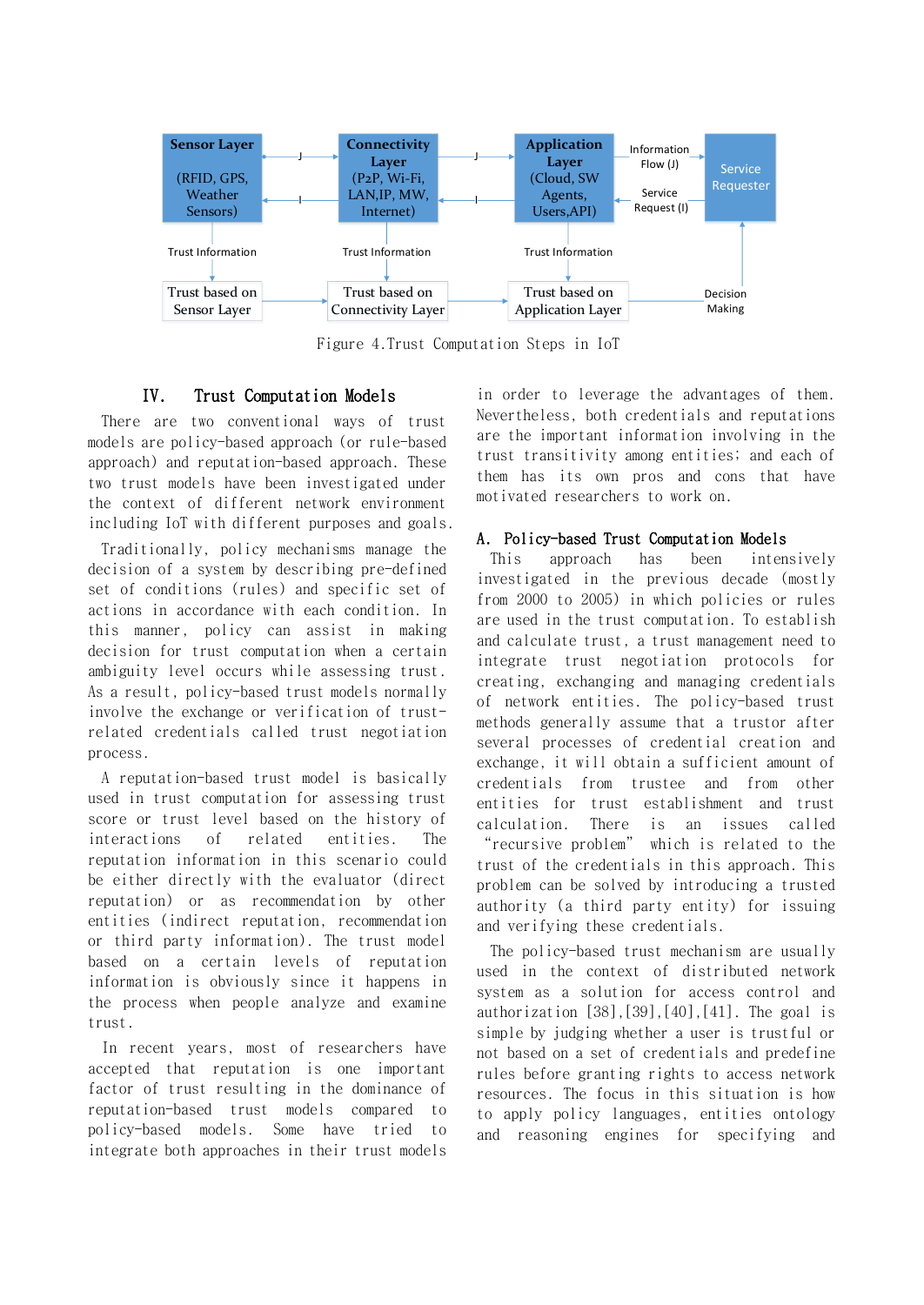Sensor Layer (RFID, GPS, Weather Sensors) — J → Connectivity Layer (P2P, Wi-Fi, LAN,IP, MW, Internet) — J → Application Layer (Cloud, SW Agents, Users,API) — Information Flow (J) → Service Requester

Service Request (I)

Trust Information

Trust based on Sensor Layer → Trust based on Connectivity Layer → Trust based on Application Layer → Decision Making

Figure 4.Trust Computation Steps in IoT

## IV. Trust Computation Models

There are two conventional ways of trust models are policy-based approach (or rule-based approach) and reputation-based approach. These two trust models have been investigated under the context of different network environment including IoT with different purposes and goals.

Traditionally, policy mechanisms manage the decision of a system by describing pre-defined set of conditions (rules) and specific set of actions in accordance with each condition. In this manner, policy can assist in making decision for trust computation when a certain ambiguity level occurs while assessing trust. As a result, policy-based trust models normally involve the exchange or verification of trust-related credentials called trust negotiation process.

A reputation-based trust model is basically used in trust computation for assessing trust score or trust level based on the history of interactions of related entities. The reputation information in this scenario could be either directly with the evaluator (direct reputation) or as recommendation by other entities (indirect reputation, recommendation or third party information). The trust model based on a certain levels of reputation information is obviously since it happens in the process when people analyze and examine trust.

In recent years, most of researchers have accepted that reputation is one important factor of trust resulting in the dominance of reputation-based trust models compared to policy-based models. Some have tried to integrate both approaches in their trust models in order to leverage the advantages of them. Nevertheless, both credentials and reputations are the important information involving in the trust transitivity among entities; and each of them has its own pros and cons that have motivated researchers to work on.

### A. Policy-based Trust Computation Models

This approach has been intensively investigated in the previous decade (mostly from 2000 to 2005) in which policies or rules are used in the trust computation. To establish and calculate trust, a trust management need to integrate trust negotiation protocols for creating, exchanging and managing credentials of network entities. The policy-based trust methods generally assume that a trustor after several processes of credential creation and exchange, it will obtain a sufficient amount of credentials from trustee and from other entities for trust establishment and trust calculation. There is an issues called "recursive problem" which is related to the trust of the credentials in this approach. This problem can be solved by introducing a trusted authority (a third party entity) for issuing and verifying these credentials.

The policy-based trust mechanism are usually used in the context of distributed network system as a solution for access control and authorization [38],[39],[40],[41]. The goal is simple by judging whether a user is trustful or not based on a set of credentials and predefine rules before granting rights to access network resources. The focus in this situation is how to apply policy languages, entities ontology and reasoning engines for specifying and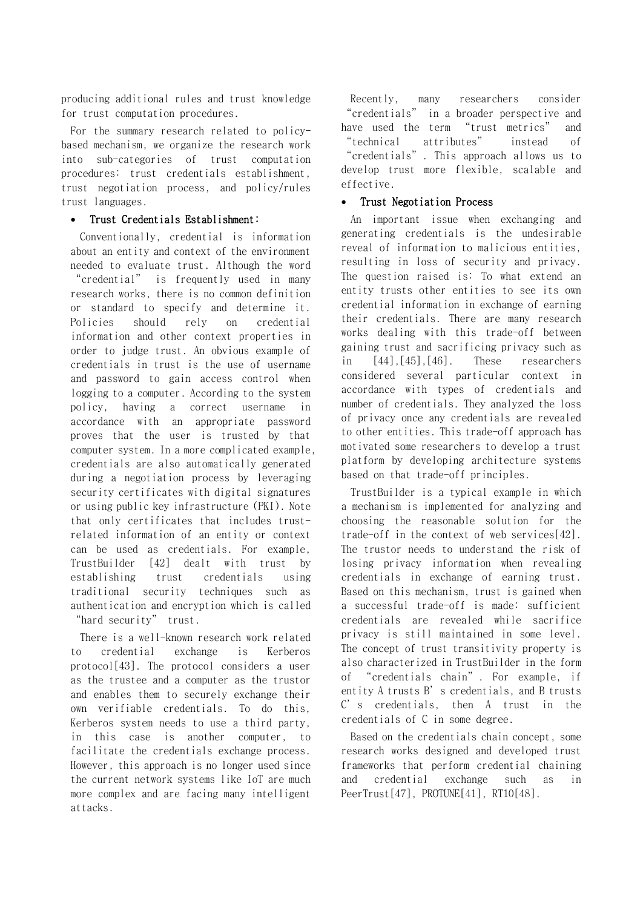producing additional rules and trust knowledge for trust computation procedures.

For the summary research related to policy-based mechanism, we organize the research work into sub-categories of trust computation procedures: trust credentials establishment, trust negotiation process, and policy/rules trust languages.

- **Trust Credentials Establishment:**

Conventionally, credential is information about an entity and context of the environment needed to evaluate trust. Although the word "credential" is frequently used in many research works, there is no common definition or standard to specify and determine it. Policies should rely on credential information and other context properties in order to judge trust. An obvious example of credentials in trust is the use of username and password to gain access control when logging to a computer. According to the system policy, having a correct username in accordance with an appropriate password proves that the user is trusted by that computer system. In a more complicated example, credentials are also automatically generated during a negotiation process by leveraging security certificates with digital signatures or using public key infrastructure (PKI). Note that only certificates that includes trust-related information of an entity or context can be used as credentials. For example, TrustBuilder [42] dealt with trust by establishing trust credentials using traditional security techniques such as authentication and encryption which is called "hard security" trust.

There is a well-known research work related to credential exchange is Kerberos protocol[43]. The protocol considers a user as the trustee and a computer as the trustor and enables them to securely exchange their own verifiable credentials. To do this, Kerberos system needs to use a third party, in this case is another computer, to facilitate the credentials exchange process. However, this approach is no longer used since the current network systems like IoT are much more complex and are facing many intelligent attacks.

Recently, many researchers consider "credentials" in a broader perspective and have used the term "trust metrics" and "technical attributes" instead of "credentials". This approach allows us to develop trust more flexible, scalable and effective.

- **Trust Negotiation Process**

An important issue when exchanging and generating credentials is the undesirable reveal of information to malicious entities, resulting in loss of security and privacy. The question raised is: To what extend an entity trusts other entities to see its own credential information in exchange of earning their credentials. There are many research works dealing with this trade-off between gaining trust and sacrificing privacy such as in [44],[45],[46]. These researchers considered several particular context in accordance with types of credentials and number of credentials. They analyzed the loss of privacy once any credentials are revealed to other entities. This trade-off approach has motivated some researchers to develop a trust platform by developing architecture systems based on that trade-off principles.

TrustBuilder is a typical example in which a mechanism is implemented for analyzing and choosing the reasonable solution for the trade-off in the context of web services[42]. The trustor needs to understand the risk of losing privacy information when revealing credentials in exchange of earning trust. Based on this mechanism, trust is gained when a successful trade-off is made: sufficient credentials are revealed while sacrifice privacy is still maintained in some level. The concept of trust transitivity property is also characterized in TrustBuilder in the form of "credentials chain". For example, if entity A trusts B's credentials, and B trusts C's credentials, then A trust in the credentials of C in some degree.

Based on the credentials chain concept, some research works designed and developed trust frameworks that perform credential chaining and credential exchange such as in PeerTrust[47], PROTUNE[41], RT10[48].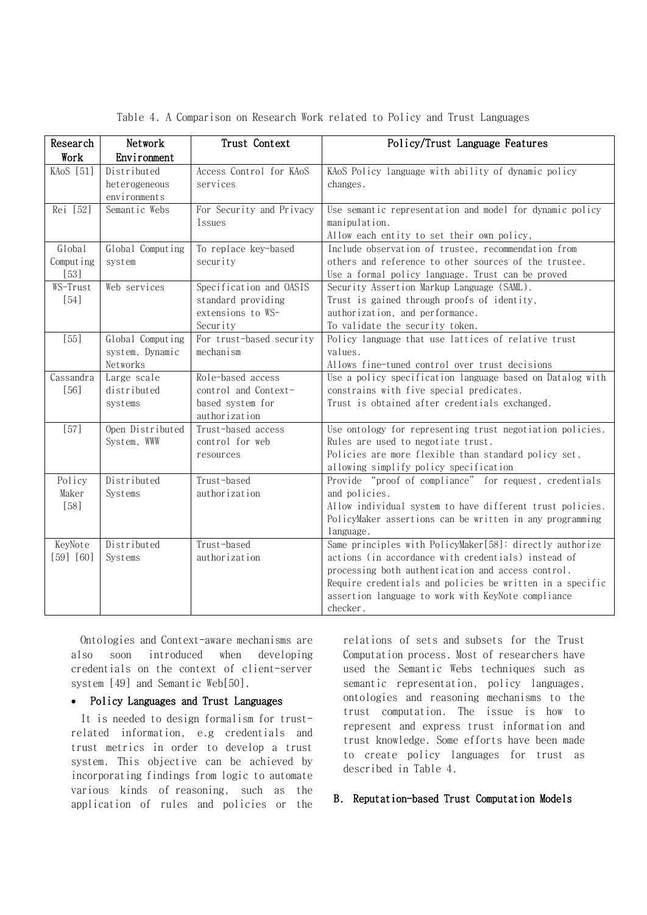Table 4. A Comparison on Research Work related to Policy and Trust Languages

| Research Work | Network Environment | Trust Context | Policy/Trust Language Features |
|---|---|---|---|
| KAoS [51] | Distributed heterogeneous environments | Access Control for KAoS services | KAoS Policy language with ability of dynamic policy changes. |
| Rei [52] | Semantic Webs | For Security and Privacy Issues | Use semantic representation and model for dynamic policy manipulation.<br>Allow each entity to set their own policy, |
| Global Computing [53] | Global Computing system | To replace key-based security | Include observation of trustee, recommendation from others and reference to other sources of the trustee.<br>Use a formal policy language. Trust can be proved |
| WS-Trust [54] | Web services | Specification and OASIS standard providing extensions to WS-Security | Security Assertion Markup Language (SAML).<br>Trust is gained through proofs of identity, authorization, and performance.<br>To validate the security token. |
| [55] | Global Computing system, Dynamic Networks | For trust-based security mechanism | Policy language that use lattices of relative trust values.<br>Allows fine-tuned control over trust decisions |
| Cassandra [56] | Large scale distributed systems | Role-based access control and Context-based system for authorization | Use a policy specification language based on Datalog with constrains with five special predicates.<br>Trust is obtained after credentials exchanged. |
| [57] | Open Distributed System, WWW | Trust-based access control for web resources | Use ontology for representing trust negotiation policies.<br>Rules are used to negotiate trust.<br>Policies are more flexible than standard policy set, allowing simplify policy specification |
| Policy Maker [58] | Distributed Systems | Trust-based authorization | Provide "proof of compliance" for request, credentials and policies.<br>Allow individual system to have different trust policies.<br>PolicyMaker assertions can be written in any programming language. |
| KeyNote [59] [60] | Distributed Systems | Trust-based authorization | Same principles with PolicyMaker[58]: directly authorize actions (in accordance with credentials) instead of processing both authentication and access control.<br>Require credentials and policies be written in a specific assertion language to work with KeyNote compliance checker. |

Ontologies and Context-aware mechanisms are also soon introduced when developing credentials on the context of client-server system [49] and Semantic Web[50].

- **Policy Languages and Trust Languages**

It is needed to design formalism for trust-related information, e.g credentials and trust metrics in order to develop a trust system. This objective can be achieved by incorporating findings from logic to automate various kinds of reasoning, such as the application of rules and policies or the relations of sets and subsets for the Trust Computation process. Most of researchers have used the Semantic Webs techniques such as semantic representation, policy languages, ontologies and reasoning mechanisms to the trust computation. The issue is how to represent and express trust information and trust knowledge. Some efforts have been made to create policy languages for trust as described in Table 4.

## B. Reputation-based Trust Computation Models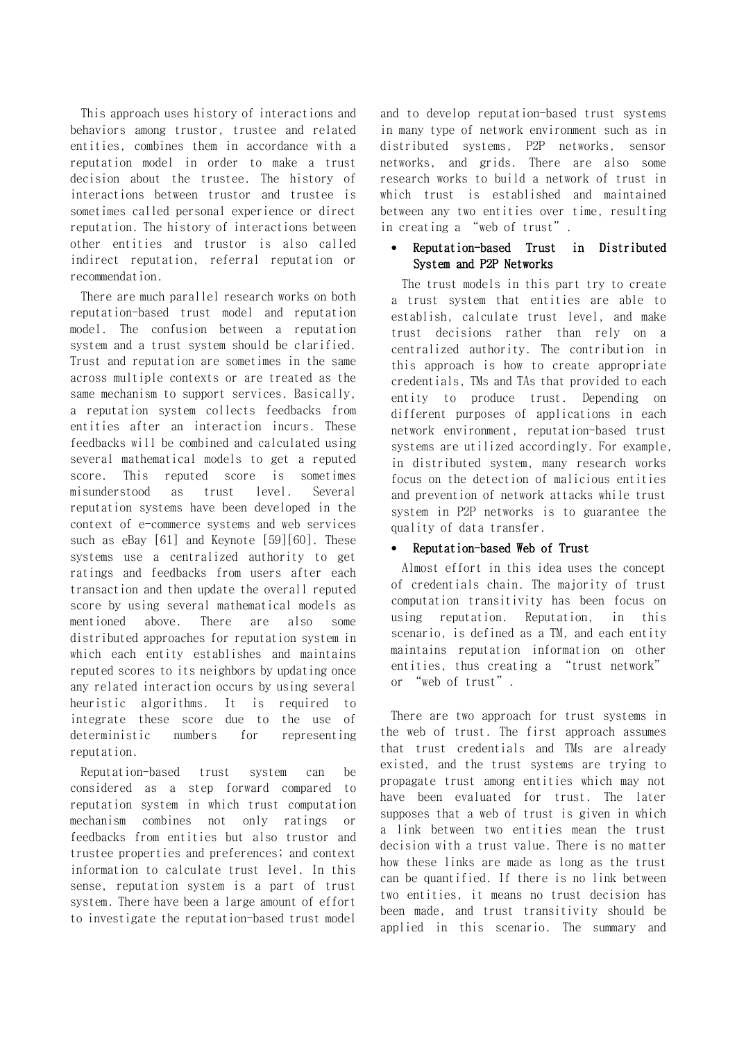This approach uses history of interactions and behaviors among trustor, trustee and related entities, combines them in accordance with a reputation model in order to make a trust decision about the trustee. The history of interactions between trustor and trustee is sometimes called personal experience or direct reputation. The history of interactions between other entities and trustor is also called indirect reputation, referral reputation or recommendation.

There are much parallel research works on both reputation-based trust model and reputation model. The confusion between a reputation system and a trust system should be clarified. Trust and reputation are sometimes in the same across multiple contexts or are treated as the same mechanism to support services. Basically, a reputation system collects feedbacks from entities after an interaction incurs. These feedbacks will be combined and calculated using several mathematical models to get a reputed score. This reputed score is sometimes misunderstood as trust level. Several reputation systems have been developed in the context of e-commerce systems and web services such as eBay [61] and Keynote [59][60]. These systems use a centralized authority to get ratings and feedbacks from users after each transaction and then update the overall reputed score by using several mathematical models as mentioned above. There are also some distributed approaches for reputation system in which each entity establishes and maintains reputed scores to its neighbors by updating once any related interaction occurs by using several heuristic algorithms. It is required to integrate these score due to the use of deterministic numbers for representing reputation.

Reputation-based trust system can be considered as a step forward compared to reputation system in which trust computation mechanism combines not only ratings or feedbacks from entities but also trustor and trustee properties and preferences; and context information to calculate trust level. In this sense, reputation system is a part of trust system. There have been a large amount of effort to investigate the reputation-based trust model and to develop reputation-based trust systems in many type of network environment such as in distributed systems, P2P networks, sensor networks, and grids. There are also some research works to build a network of trust in which trust is established and maintained between any two entities over time, resulting in creating a “web of trust”.

- Reputation-based Trust in Distributed System and P2P Networks

The trust models in this part try to create a trust system that entities are able to establish, calculate trust level, and make trust decisions rather than rely on a centralized authority. The contribution in this approach is how to create appropriate credentials, TMs and TAs that provided to each entity to produce trust. Depending on different purposes of applications in each network environment, reputation-based trust systems are utilized accordingly. For example, in distributed system, many research works focus on the detection of malicious entities and prevention of network attacks while trust system in P2P networks is to guarantee the quality of data transfer.

- Reputation-based Web of Trust

Almost effort in this idea uses the concept of credentials chain. The majority of trust computation transitivity has been focus on using reputation. Reputation, in this scenario, is defined as a TM, and each entity maintains reputation information on other entities, thus creating a “trust network” or “web of trust”.

There are two approach for trust systems in the web of trust. The first approach assumes that trust credentials and TMs are already existed, and the trust systems are trying to propagate trust among entities which may not have been evaluated for trust. The later supposes that a web of trust is given in which a link between two entities mean the trust decision with a trust value. There is no matter how these links are made as long as the trust can be quantified. If there is no link between two entities, it means no trust decision has been made, and trust transitivity should be applied in this scenario. The summary and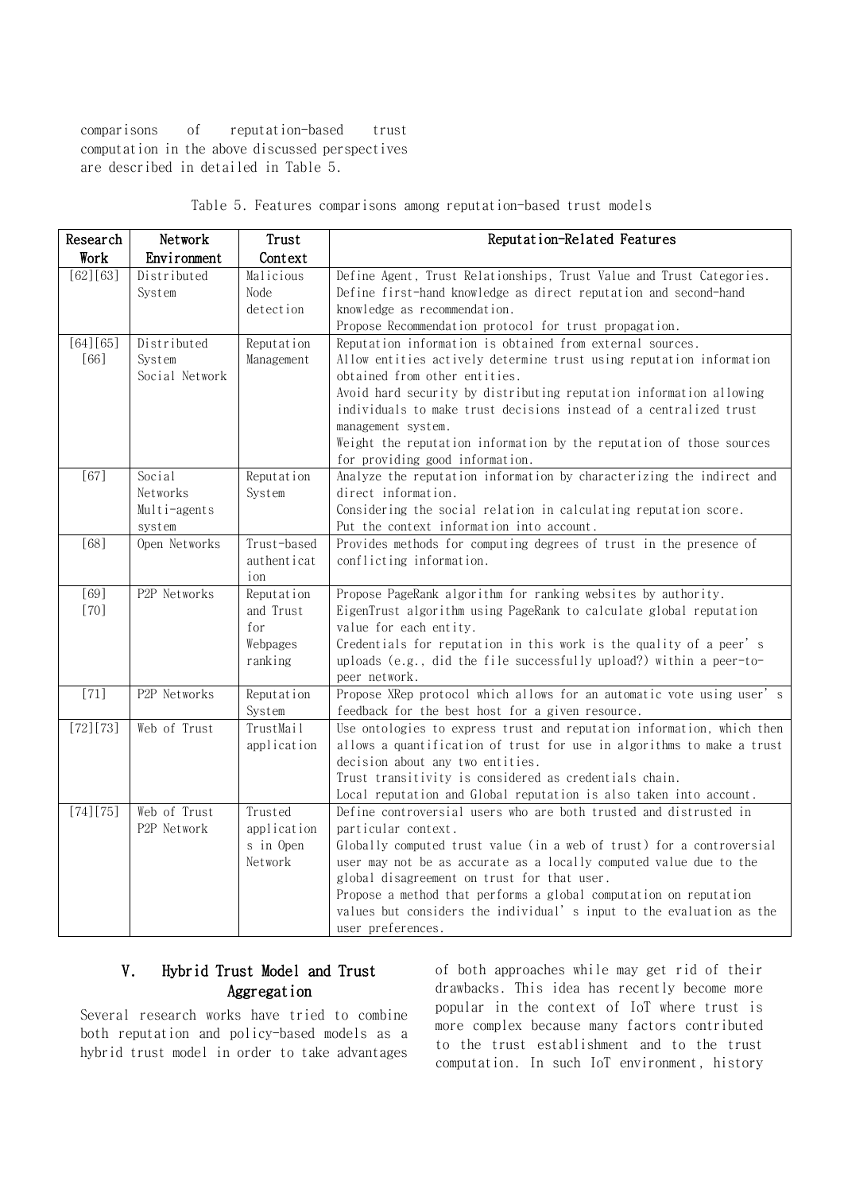comparisons of reputation-based trust computation in the above discussed perspectives are described in detailed in Table 5.

Table 5. Features comparisons among reputation-based trust models

| Research Work | Network Environment | Trust Context | Reputation-Related Features |
|---|---|---|---|
| [62][63] | Distributed System | Malicious Node detection | Define Agent, Trust Relationships, Trust Value and Trust Categories.<br>Define first-hand knowledge as direct reputation and second-hand knowledge as recommendation.<br>Propose Recommendation protocol for trust propagation. |
| [64][65][66] | Distributed System Social Network | Reputation Management | Reputation information is obtained from external sources.<br>Allow entities actively determine trust using reputation information obtained from other entities.<br>Avoid hard security by distributing reputation information allowing individuals to make trust decisions instead of a centralized trust management system.<br>Weight the reputation information by the reputation of those sources for providing good information. |
| [67] | Social Networks Multi-agents system | Reputation System | Analyze the reputation information by characterizing the indirect and direct information.<br>Considering the social relation in calculating reputation score.<br>Put the context information into account. |
| [68] | Open Networks | Trust-based authentication | Provides methods for computing degrees of trust in the presence of conflicting information. |
| [69] [70] | P2P Networks | Reputation and Trust for Webpages ranking | Propose PageRank algorithm for ranking websites by authority.<br>EigenTrust algorithm using PageRank to calculate global reputation value for each entity.<br>Credentials for reputation in this work is the quality of a peer's uploads (e.g., did the file successfully upload?) within a peer-to-peer network. |
| [71] | P2P Networks | Reputation System | Propose XRep protocol which allows for an automatic vote using user's feedback for the best host for a given resource. |
| [72][73] | Web of Trust | TrustMail application | Use ontologies to express trust and reputation information, which then allows a quantification of trust for use in algorithms to make a trust decision about any two entities.<br>Trust transitivity is considered as credentials chain.<br>Local reputation and Global reputation is also taken into account. |
| [74][75] | Web of Trust P2P Network | Trusted applications in Open Network | Define controversial users who are both trusted and distrusted in particular context.<br>Globally computed trust value (in a web of trust) for a controversial user may not be as accurate as a locally computed value due to the global disagreement on trust for that user.<br>Propose a method that performs a global computation on reputation values but considers the individual's input to the evaluation as the user preferences. |

## V. Hybrid Trust Model and Trust Aggregation

Several research works have tried to combine both reputation and policy-based models as a hybrid trust model in order to take advantages of both approaches while may get rid of their drawbacks. This idea has recently become more popular in the context of IoT where trust is more complex because many factors contributed to the trust establishment and to the trust computation. In such IoT environment, history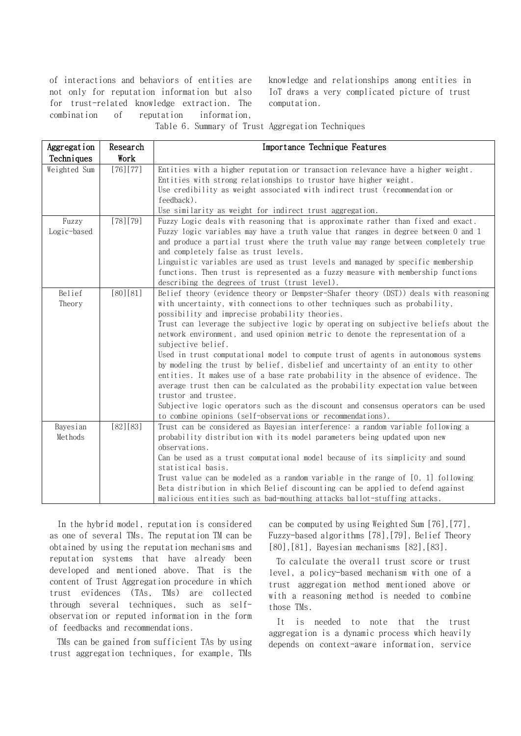of interactions and behaviors of entities are not only for reputation information but also for trust-related knowledge extraction. The combination of reputation information, knowledge and relationships among entities in IoT draws a very complicated picture of trust computation.

Table 6. Summary of Trust Aggregation Techniques

| Aggregation Techniques | Research Work | Importance Technique Features |
|---|---|---|
| Weighted Sum | [76][77] | Entities with a higher reputation or transaction relevance have a higher weight. Entities with strong relationships to trustor have higher weight. Use credibility as weight associated with indirect trust (recommendation or feedback). Use similarity as weight for indirect trust aggregation. |
| Fuzzy Logic-based | [78][79] | Fuzzy Logic deals with reasoning that is approximate rather than fixed and exact. Fuzzy logic variables may have a truth value that ranges in degree between 0 and 1 and produce a partial trust where the truth value may range between completely true and completely false as trust levels. Linguistic variables are used as trust levels and managed by specific membership functions. Then trust is represented as a fuzzy measure with membership functions describing the degrees of trust (trust level). |
| Belief Theory | [80][81] | Belief theory (evidence theory or Dempster-Shafer theory (DST)) deals with reasoning with uncertainty, with connections to other techniques such as probability, possibility and imprecise probability theories. Trust can leverage the subjective logic by operating on subjective beliefs about the network environment, and used opinion metric to denote the representation of a subjective belief. Used in trust computational model to compute trust of agents in autonomous systems by modeling the trust by belief, disbelief and uncertainty of an entity to other entities. It makes use of a base rate probability in the absence of evidence. The average trust then can be calculated as the probability expectation value between trustor and trustee. Subjective logic operators such as the discount and consensus operators can be used to combine opinions (self-observations or recommendations). |
| Bayesian Methods | [82][83] | Trust can be considered as Bayesian interference: a random variable following a probability distribution with its model parameters being updated upon new observations. Can be used as a trust computational model because of its simplicity and sound statistical basis. Trust value can be modeled as a random variable in the range of [0, 1] following Beta distribution in which Belief discounting can be applied to defend against malicious entities such as bad-mouthing attacks ballot-stuffing attacks. |

In the hybrid model, reputation is considered as one of several TMs. The reputation TM can be obtained by using the reputation mechanisms and reputation systems that have already been developed and mentioned above. That is the content of Trust Aggregation procedure in which trust evidences (TAs, TMs) are collected through several techniques, such as self-observation or reputed information in the form of feedbacks and recommendations.

TMs can be gained from sufficient TAs by using trust aggregation techniques, for example, TMs can be computed by using Weighted Sum [76],[77], Fuzzy-based algorithms [78],[79], Belief Theory [80],[81], Bayesian mechanisms [82],[83].

To calculate the overall trust score or trust level, a policy-based mechanism with one of a trust aggregation method mentioned above or with a reasoning method is needed to combine those TMs.

It is needed to note that the trust aggregation is a dynamic process which heavily depends on context-aware information, service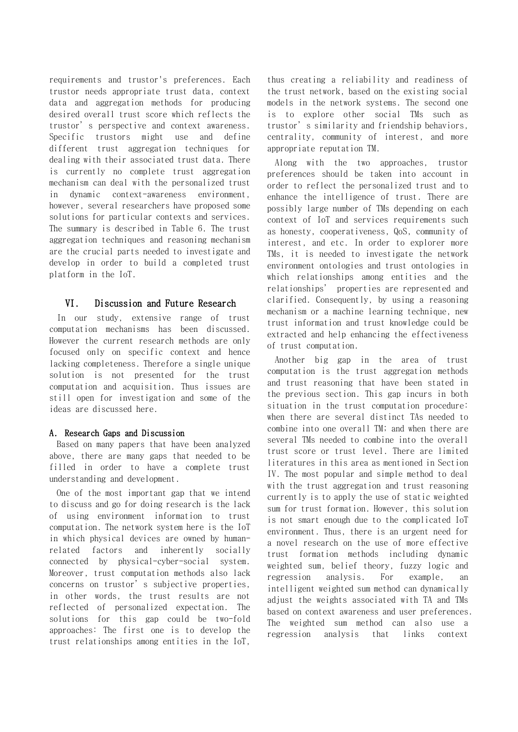requirements and trustor's preferences. Each trustor needs appropriate trust data, context data and aggregation methods for producing desired overall trust score which reflects the trustor's perspective and context awareness. Specific trustors might use and define different trust aggregation techniques for dealing with their associated trust data. There is currently no complete trust aggregation mechanism can deal with the personalized trust in dynamic context-awareness environment, however, several researchers have proposed some solutions for particular contexts and services. The summary is described in Table 6. The trust aggregation techniques and reasoning mechanism are the crucial parts needed to investigate and develop in order to build a completed trust platform in the IoT.

## VI. Discussion and Future Research

In our study, extensive range of trust computation mechanisms has been discussed. However the current research methods are only focused only on specific context and hence lacking completeness. Therefore a single unique solution is not presented for the trust computation and acquisition. Thus issues are still open for investigation and some of the ideas are discussed here.

### A. Research Gaps and Discussion

Based on many papers that have been analyzed above, there are many gaps that needed to be filled in order to have a complete trust understanding and development.

One of the most important gap that we intend to discuss and go for doing research is the lack of using environment information to trust computation. The network system here is the IoT in which physical devices are owned by human-related factors and inherently socially connected by physical-cyber-social system. Moreover, trust computation methods also lack concerns on trustor's subjective properties, in other words, the trust results are not reflected of personalized expectation. The solutions for this gap could be two-fold approaches: The first one is to develop the trust relationships among entities in the IoT, thus creating a reliability and readiness of the trust network, based on the existing social models in the network systems. The second one is to explore other social TMs such as trustor's similarity and friendship behaviors, centrality, community of interest, and more appropriate reputation TM.

Along with the two approaches, trustor preferences should be taken into account in order to reflect the personalized trust and to enhance the intelligence of trust. There are possibly large number of TMs depending on each context of IoT and services requirements such as honesty, cooperativeness, QoS, community of interest, and etc. In order to explorer more TMs, it is needed to investigate the network environment ontologies and trust ontologies in which relationships among entities and the relationships' properties are represented and clarified. Consequently, by using a reasoning mechanism or a machine learning technique, new trust information and trust knowledge could be extracted and help enhancing the effectiveness of trust computation.

Another big gap in the area of trust computation is the trust aggregation methods and trust reasoning that have been stated in the previous section. This gap incurs in both situation in the trust computation procedure: when there are several distinct TAs needed to combine into one overall TM; and when there are several TMs needed to combine into the overall trust score or trust level. There are limited literatures in this area as mentioned in Section IV. The most popular and simple method to deal with the trust aggregation and trust reasoning currently is to apply the use of static weighted sum for trust formation. However, this solution is not smart enough due to the complicated IoT environment. Thus, there is an urgent need for a novel research on the use of more effective trust formation methods including dynamic weighted sum, belief theory, fuzzy logic and regression analysis. For example, an intelligent weighted sum method can dynamically adjust the weights associated with TA and TMs based on context awareness and user preferences. The weighted sum method can also use a regression analysis that links context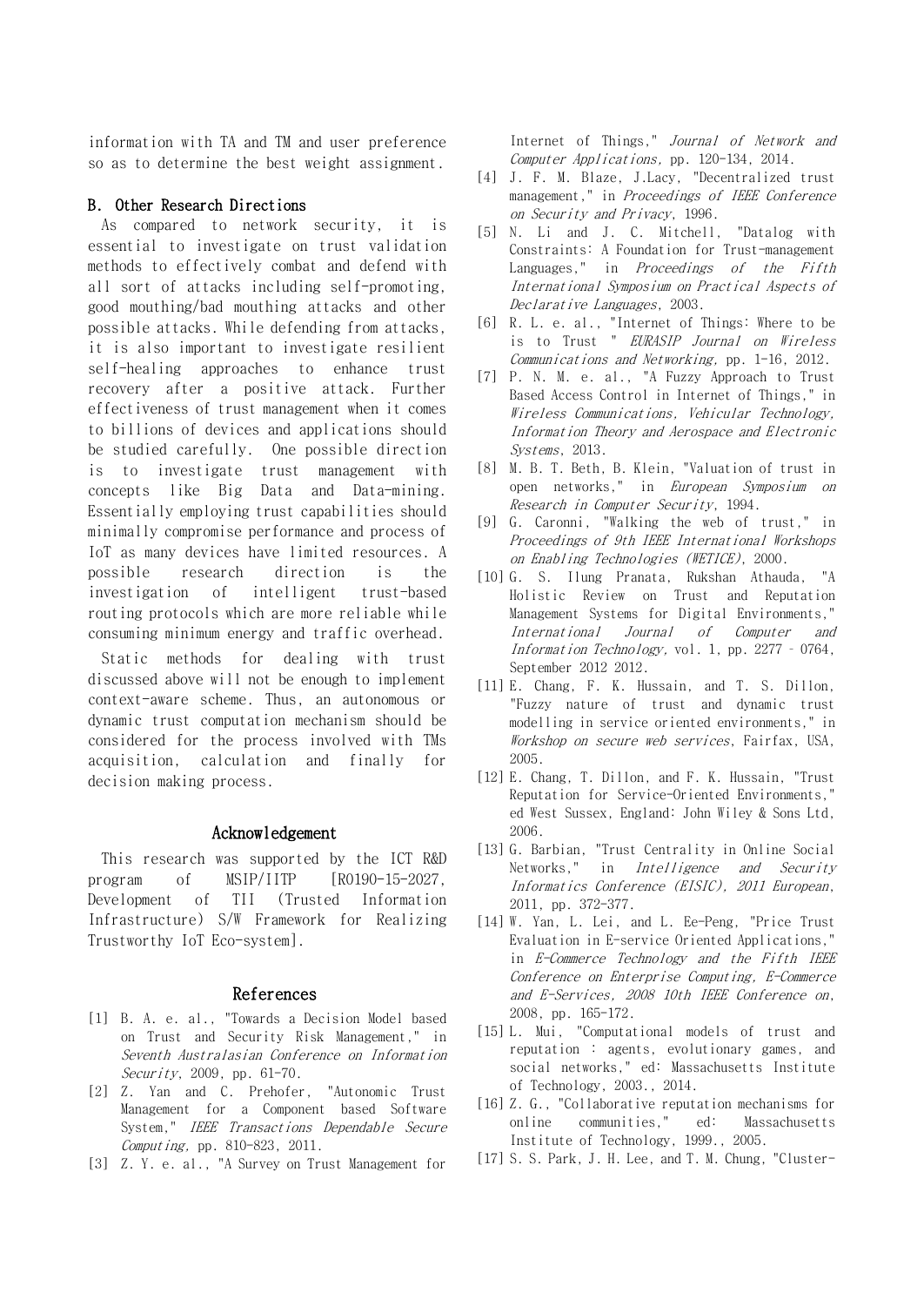information with TA and TM and user preference so as to determine the best weight assignment.

### B. Other Research Directions

As compared to network security, it is essential to investigate on trust validation methods to effectively combat and defend with all sort of attacks including self-promoting, good mouthing/bad mouthing attacks and other possible attacks. While defending from attacks, it is also important to investigate resilient self-healing approaches to enhance trust recovery after a positive attack. Further effectiveness of trust management when it comes to billions of devices and applications should be studied carefully. One possible direction is to investigate trust management with concepts like Big Data and Data-mining. Essentially employing trust capabilities should minimally compromise performance and process of IoT as many devices have limited resources. A possible research direction is the investigation of intelligent trust-based routing protocols which are more reliable while consuming minimum energy and traffic overhead.

Static methods for dealing with trust discussed above will not be enough to implement context-aware scheme. Thus, an autonomous or dynamic trust computation mechanism should be considered for the process involved with TMs acquisition, calculation and finally for decision making process.

## Acknowledgement

This research was supported by the ICT R&D program of MSIP/IITP [R0190-15-2027, Development of TII (Trusted Information Infrastructure) S/W Framework for Realizing Trustworthy IoT Eco-system].

## References

[1] B. A. e. al., "Towards a Decision Model based on Trust and Security Risk Management," in *Seventh Australasian Conference on Information Security*, 2009, pp. 61-70.

[2] Z. Yan and C. Prehofer, "Autonomic Trust Management for a Component based Software System," *IEEE Transactions Dependable Secure Computing,* pp. 810-823, 2011.

[3] Z. Y. e. al., "A Survey on Trust Management for Internet of Things," *Journal of Network and Computer Applications,* pp. 120-134, 2014.

[4] J. F. M. Blaze, J.Lacy, "Decentralized trust management," in *Proceedings of IEEE Conference on Security and Privacy*, 1996.

[5] N. Li and J. C. Mitchell, "Datalog with Constraints: A Foundation for Trust-management Languages," in *Proceedings of the Fifth International Symposium on Practical Aspects of Declarative Languages*, 2003.

[6] R. L. e. al., "Internet of Things: Where to be is to Trust " *EURASIP Journal on Wireless Communications and Networking,* pp. 1-16, 2012.

[7] P. N. M. e. al., "A Fuzzy Approach to Trust Based Access Control in Internet of Things," in *Wireless Communications, Vehicular Technology, Information Theory and Aerospace and Electronic Systems*, 2013.

[8] M. B. T. Beth, B. Klein, "Valuation of trust in open networks," in *European Symposium on Research in Computer Security*, 1994.

[9] G. Caronni, "Walking the web of trust," in *Proceedings of 9th IEEE International Workshops on Enabling Technologies (WETICE)*, 2000.

[10] G. S. Ilung Pranata, Rukshan Athauda, "A Holistic Review on Trust and Reputation Management Systems for Digital Environments," *International Journal of Computer and Information Technology,* vol. 1, pp. 2277 – 0764, September 2012 2012.

[11] E. Chang, F. K. Hussain, and T. S. Dillon, "Fuzzy nature of trust and dynamic trust modelling in service oriented environments," in *Workshop on secure web services*, Fairfax, USA, 2005.

[12] E. Chang, T. Dillon, and F. K. Hussain, "Trust Reputation for Service-Oriented Environments," ed West Sussex, England: John Wiley & Sons Ltd, 2006.

[13] G. Barbian, "Trust Centrality in Online Social Networks," in *Intelligence and Security Informatics Conference (EISIC), 2011 European*, 2011, pp. 372-377.

[14] W. Yan, L. Lei, and L. Ee-Peng, "Price Trust Evaluation in E-service Oriented Applications," in *E-Commerce Technology and the Fifth IEEE Conference on Enterprise Computing, E-Commerce and E-Services, 2008 10th IEEE Conference on*, 2008, pp. 165-172.

[15] L. Mui, "Computational models of trust and reputation : agents, evolutionary games, and social networks," ed: Massachusetts Institute of Technology, 2003., 2014.

[16] Z. G., "Collaborative reputation mechanisms for online communities," ed: Massachusetts Institute of Technology, 1999., 2005.

[17] S. S. Park, J. H. Lee, and T. M. Chung, "Cluster-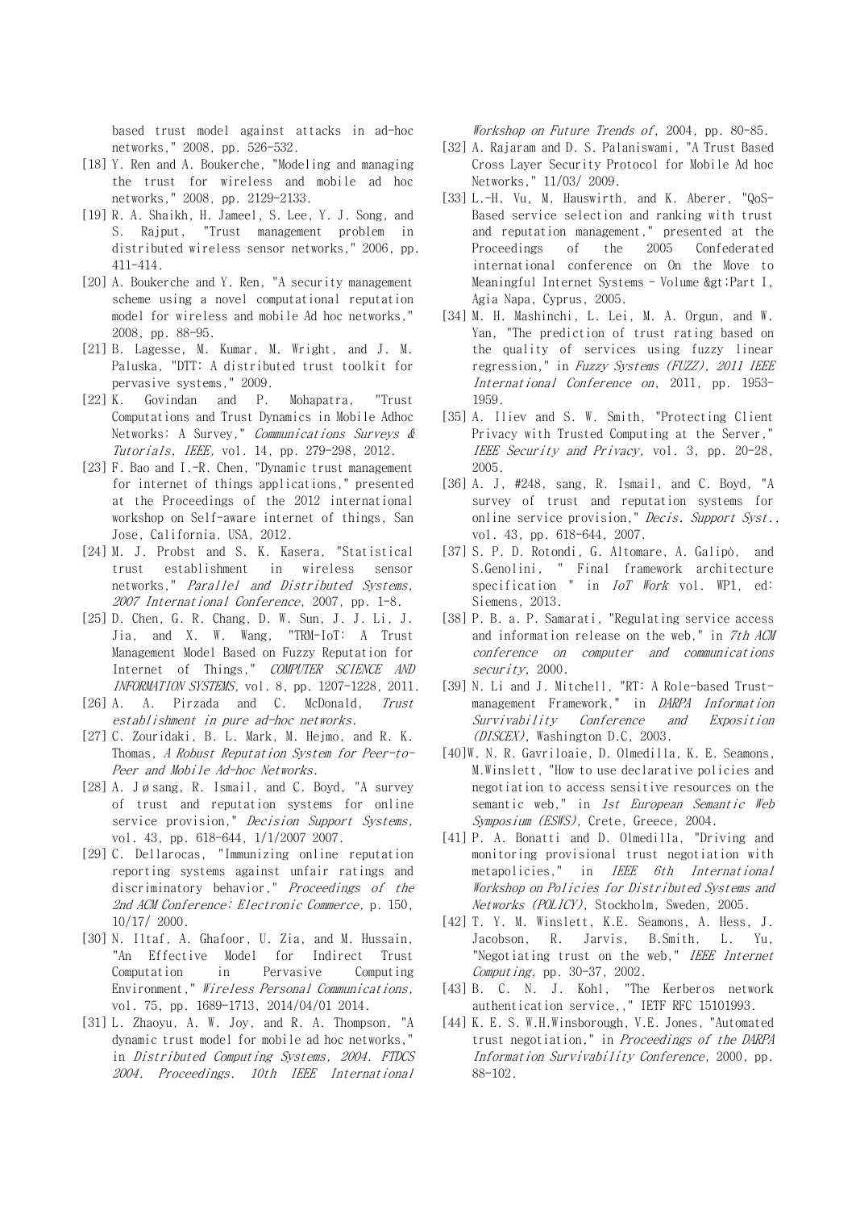based trust model against attacks in ad-hoc networks," 2008, pp. 526-532.

[18] Y. Ren and A. Boukerche, "Modeling and managing the trust for wireless and mobile ad hoc networks," 2008, pp. 2129-2133.

[19] R. A. Shaikh, H. Jameel, S. Lee, Y. J. Song, and S. Rajput, "Trust management problem in distributed wireless sensor networks," 2006, pp. 411-414.

[20] A. Boukerche and Y. Ren, "A security management scheme using a novel computational reputation model for wireless and mobile Ad hoc networks," 2008, pp. 88-95.

[21] B. Lagesse, M. Kumar, M. Wright, and J. M. Paluska, "DTT: A distributed trust toolkit for pervasive systems," 2009.

[22] K. Govindan and P. Mohapatra, "Trust Computations and Trust Dynamics in Mobile Adhoc Networks: A Survey," *Communications Surveys & Tutorials, IEEE,* vol. 14, pp. 279-298, 2012.

[23] F. Bao and I.-R. Chen, "Dynamic trust management for internet of things applications," presented at the Proceedings of the 2012 international workshop on Self-aware internet of things, San Jose, California, USA, 2012.

[24] M. J. Probst and S. K. Kasera, "Statistical trust establishment in wireless sensor networks," *Parallel and Distributed Systems, 2007 International Conference*, 2007, pp. 1-8.

[25] D. Chen, G. R. Chang, D. W. Sun, J. J. Li, J. Jia, and X. W. Wang, "TRM-IoT: A Trust Management Model Based on Fuzzy Reputation for Internet of Things," *COMPUTER SCIENCE AND INFORMATION SYSTEMS,* vol. 8, pp. 1207-1228, 2011.

[26] A. A. Pirzada and C. McDonald, *Trust establishment in pure ad-hoc networks*.

[27] C. Zouridaki, B. L. Mark, M. Hejmo, and R. K. Thomas, *A Robust Reputation System for Peer-to-Peer and Mobile Ad-hoc Networks*.

[28] A. Jøsang, R. Ismail, and C. Boyd, "A survey of trust and reputation systems for online service provision," *Decision Support Systems,* vol. 43, pp. 618-644, 1/1/2007 2007.

[29] C. Dellarocas, "Immunizing online reputation reporting systems against unfair ratings and discriminatory behavior," *Proceedings of the 2nd ACM Conference: Electronic Commerce,* p. 150, 10/17/ 2000.

[30] N. Iltaf, A. Ghafoor, U. Zia, and M. Hussain, "An Effective Model for Indirect Trust Computation in Pervasive Computing Environment," *Wireless Personal Communications,* vol. 75, pp. 1689-1713, 2014/04/01 2014.

[31] L. Zhaoyu, A. W. Joy, and R. A. Thompson, "A dynamic trust model for mobile ad hoc networks," in *Distributed Computing Systems, 2004. FTDCS 2004. Proceedings. 10th IEEE International Workshop on Future Trends of*, 2004, pp. 80-85.

[32] A. Rajaram and D. S. Palaniswami, "A Trust Based Cross Layer Security Protocol for Mobile Ad hoc Networks," 11/03/ 2009.

[33] L.-H. Vu, M. Hauswirth, and K. Aberer, "QoS-Based service selection and ranking with trust and reputation management," presented at the Proceedings of the 2005 Confederated international conference on On the Move to Meaningful Internet Systems - Volume &gt;Part I, Agia Napa, Cyprus, 2005.

[34] M. H. Mashinchi, L. Lei, M. A. Orgun, and W. Yan, "The prediction of trust rating based on the quality of services using fuzzy linear regression," in *Fuzzy Systems (FUZZ), 2011 IEEE International Conference on*, 2011, pp. 1953-1959.

[35] A. Iliev and S. W. Smith, "Protecting Client Privacy with Trusted Computing at the Server," *IEEE Security and Privacy,* vol. 3, pp. 20-28, 2005.

[36] A. J, #248, sang, R. Ismail, and C. Boyd, "A survey of trust and reputation systems for online service provision," *Decis. Support Syst.,* vol. 43, pp. 618-644, 2007.

[37] S. P. D. Rotondi, G. Altomare, A. Galipò, and S.Genolini, " Final framework architecture specification " in *IoT Work* vol. WP1, ed: Siemens, 2013.

[38] P. B. a. P. Samarati, "Regulating service access and information release on the web," in *7th ACM conference on computer and communications security*, 2000.

[39] N. Li and J. Mitchell, "RT: A Role-based Trust-management Framework," in *DARPA Information Survivability Conference and Exposition (DISCEX)*, Washington D.C, 2003.

[40]W. N. R. Gavriloaie, D. Olmedilla, K. E. Seamons, M.Winslett, "How to use declarative policies and negotiation to access sensitive resources on the semantic web," in *1st European Semantic Web Symposium (ESWS)*, Crete, Greece, 2004.

[41] P. A. Bonatti and D. Olmedilla, "Driving and monitoring provisional trust negotiation with metapolicies," in *IEEE 6th International Workshop on Policies for Distributed Systems and Networks (POLICY)*, Stockholm, Sweden, 2005.

[42] T. Y. M. Winslett, K.E. Seamons, A. Hess, J. Jacobson, R. Jarvis, B.Smith, L. Yu, "Negotiating trust on the web," *IEEE Internet Computing,* pp. 30-37, 2002.

[43] B. C. N. J. Kohl, "The Kerberos network authentication service,," IETF RFC 15101993.

[44] K. E. S. W.H.Winsborough, V.E. Jones, "Automated trust negotiation," in *Proceedings of the DARPA Information Survivability Conference*, 2000, pp. 88-102.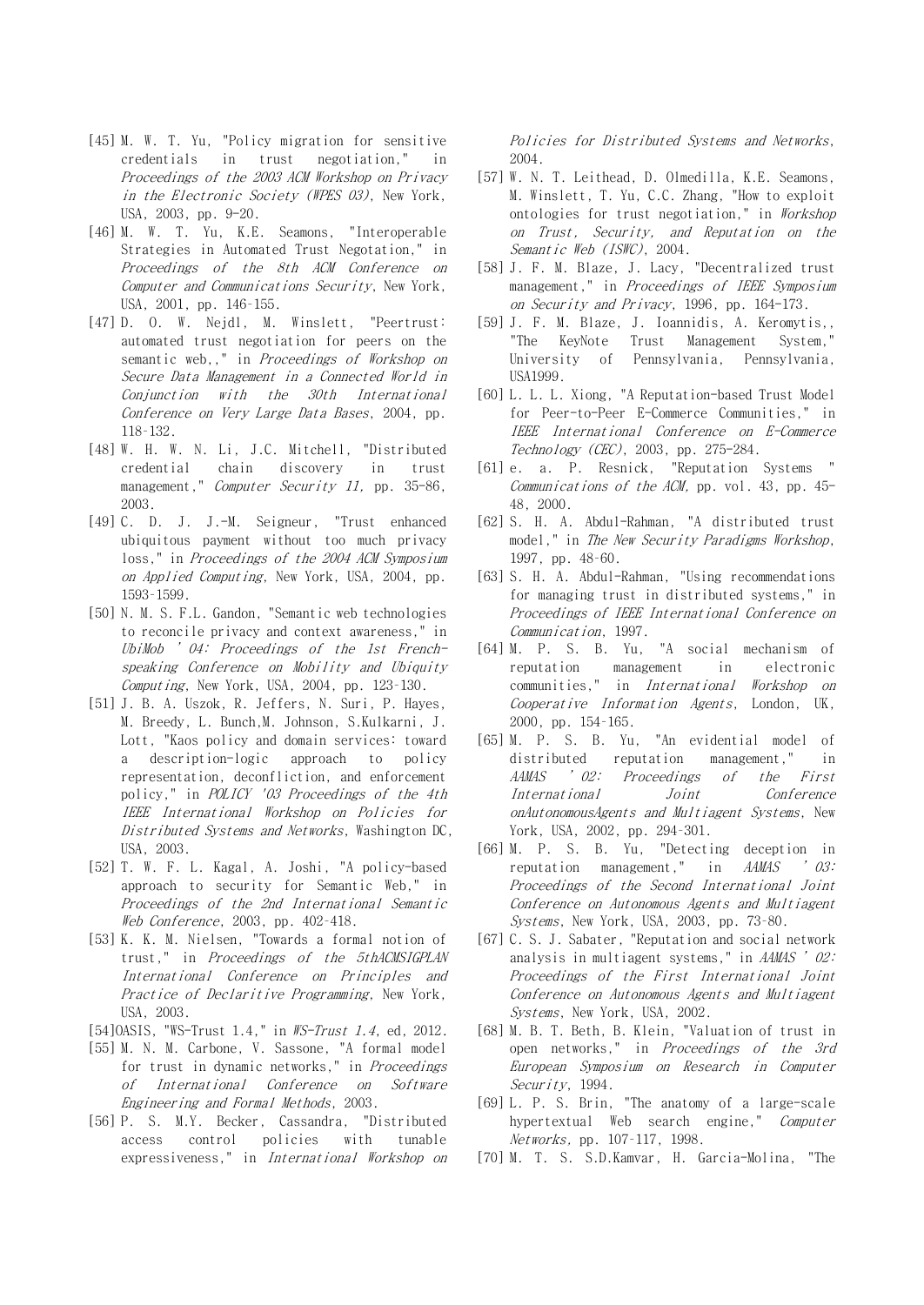[45] M. W. T. Yu, "Policy migration for sensitive credentials in trust negotiation," in *Proceedings of the 2003 ACM Workshop on Privacy in the Electronic Society (WPES 03)*, New York, USA, 2003, pp. 9-20.

[46] M. W. T. Yu, K.E. Seamons, "Interoperable Strategies in Automated Trust Negotation," in *Proceedings of the 8th ACM Conference on Computer and Communications Security*, New York, USA, 2001, pp. 146-155.

[47] D. O. W. Nejdl, M. Winslett, "Peertrust: automated trust negotiation for peers on the semantic web,," in *Proceedings of Workshop on Secure Data Management in a Connected World in Conjunction with the 30th International Conference on Very Large Data Bases*, 2004, pp. 118-132.

[48] W. H. W. N. Li, J.C. Mitchell, "Distributed credential chain discovery in trust management," *Computer Security 11,* pp. 35-86, 2003.

[49] C. D. J. J.-M. Seigneur, "Trust enhanced ubiquitous payment without too much privacy loss," in *Proceedings of the 2004 ACM Symposium on Applied Computing*, New York, USA, 2004, pp. 1593-1599.

[50] N. M. S. F.L. Gandon, "Semantic web technologies to reconcile privacy and context awareness," in *UbiMob ' 04: Proceedings of the 1st French-speaking Conference on Mobility and Ubiquity Computing*, New York, USA, 2004, pp. 123-130.

[51] J. B. A. Uszok, R. Jeffers, N. Suri, P. Hayes, M. Breedy, L. Bunch,M. Johnson, S.Kulkarni, J. Lott, "Kaos policy and domain services: toward a description-logic approach to policy representation, deconfliction, and enforcement policy," in *POLICY '03 Proceedings of the 4th IEEE International Workshop on Policies for Distributed Systems and Networks*, Washington DC, USA, 2003.

[52] T. W. F. L. Kagal, A. Joshi, "A policy-based approach to security for Semantic Web," in *Proceedings of the 2nd International Semantic Web Conference*, 2003, pp. 402-418.

[53] K. K. M. Nielsen, "Towards a formal notion of trust," in *Proceedings of the 5thACMSIGPLAN International Conference on Principles and Practice of Declaritive Programming*, New York, USA, 2003.

[54]OASIS, "WS-Trust 1.4," in *WS-Trust 1.4*, ed, 2012.

[55] M. N. M. Carbone, V. Sassone, "A formal model for trust in dynamic networks," in *Proceedings of International Conference on Software Engineering and Formal Methods*, 2003.

[56] P. S. M.Y. Becker, Cassandra, "Distributed access control policies with tunable expressiveness," in *International Workshop on Policies for Distributed Systems and Networks*, 2004.

[57] W. N. T. Leithead, D. Olmedilla, K.E. Seamons, M. Winslett, T. Yu, C.C. Zhang, "How to exploit ontologies for trust negotiation," in *Workshop on Trust, Security, and Reputation on the Semantic Web (ISWC)*, 2004.

[58] J. F. M. Blaze, J. Lacy, "Decentralized trust management," in *Proceedings of IEEE Symposium on Security and Privacy*, 1996, pp. 164-173.

[59] J. F. M. Blaze, J. Ioannidis, A. Keromytis,, "The KeyNote Trust Management System," University of Pennsylvania, Pennsylvania, USA1999.

[60] L. L. L. Xiong, "A Reputation-based Trust Model for Peer-to-Peer E-Commerce Communities," in *IEEE International Conference on E-Commerce Technology (CEC)*, 2003, pp. 275-284.

[61] e. a. P. Resnick, "Reputation Systems " *Communications of the ACM,* pp. vol. 43, pp. 45-48, 2000.

[62] S. H. A. Abdul-Rahman, "A distributed trust model," in *The New Security Paradigms Workshop*, 1997, pp. 48-60.

[63] S. H. A. Abdul-Rahman, "Using recommendations for managing trust in distributed systems," in *Proceedings of IEEE International Conference on Communication*, 1997.

[64] M. P. S. B. Yu, "A social mechanism of reputation management in electronic communities," in *International Workshop on Cooperative Information Agents*, London, UK, 2000, pp. 154-165.

[65] M. P. S. B. Yu, "An evidential model of distributed reputation management," in *AAMAS ' 02: Proceedings of the First International Joint Conference onAutonomousAgents and Multiagent Systems*, New York, USA, 2002, pp. 294-301.

[66] M. P. S. B. Yu, "Detecting deception in reputation management," in *AAMAS ' 03: Proceedings of the Second International Joint Conference on Autonomous Agents and Multiagent Systems*, New York, USA, 2003, pp. 73-80.

[67] C. S. J. Sabater, "Reputation and social network analysis in multiagent systems," in *AAMAS ' 02: Proceedings of the First International Joint Conference on Autonomous Agents and Multiagent Systems*, New York, USA, 2002.

[68] M. B. T. Beth, B. Klein, "Valuation of trust in open networks," in *Proceedings of the 3rd European Symposium on Research in Computer Security*, 1994.

[69] L. P. S. Brin, "The anatomy of a large-scale hypertextual Web search engine," *Computer Networks,* pp. 107-117, 1998.

[70] M. T. S. S.D.Kamvar, H. Garcia-Molina, "The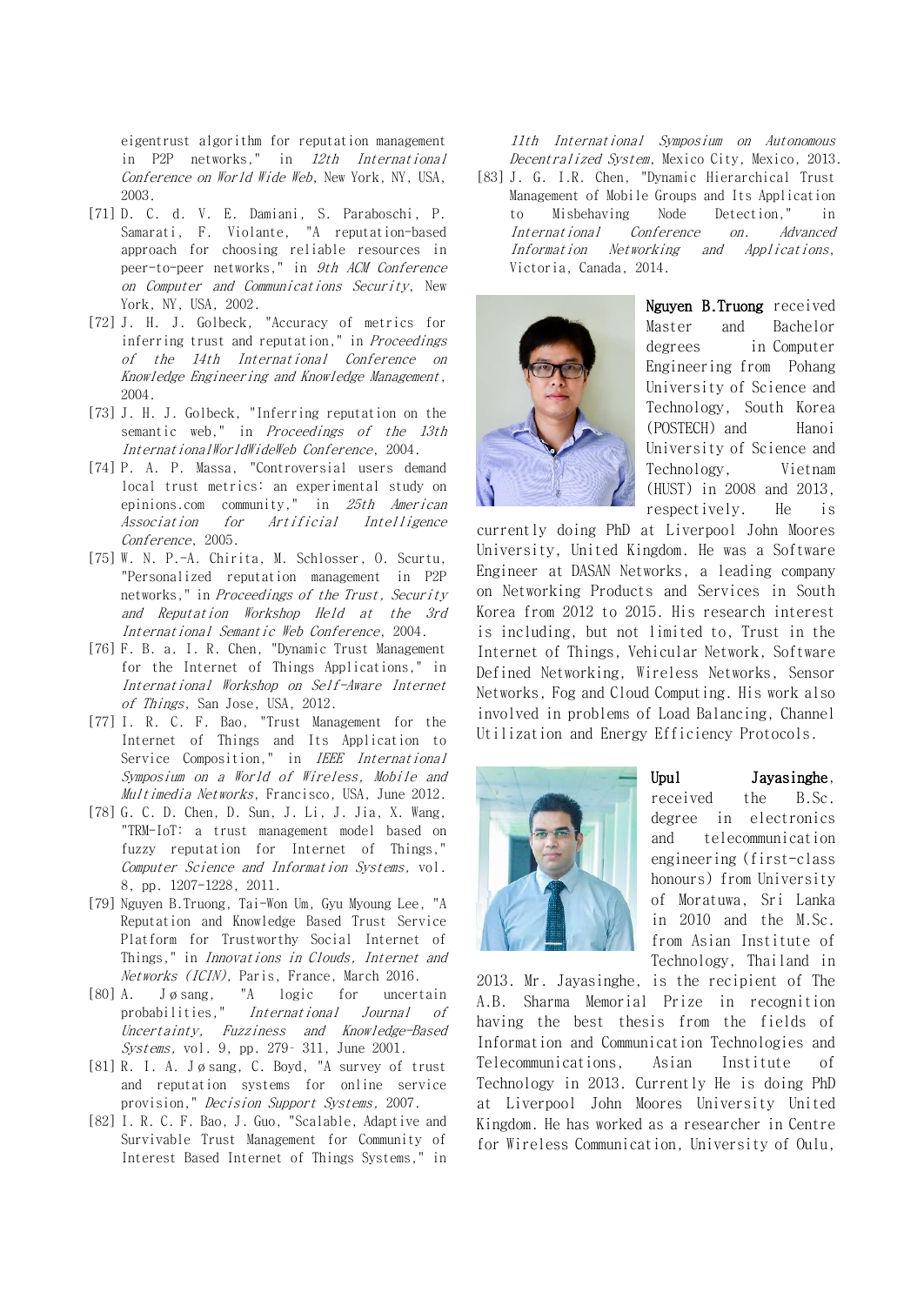eigentrust algorithm for reputation management in P2P networks," in *12th International Conference on World Wide Web*, New York, NY, USA, 2003.

[71] D. C. d. V. E. Damiani, S. Paraboschi, P. Samarati, F. Violante, "A reputation-based approach for choosing reliable resources in peer-to-peer networks," in *9th ACM Conference on Computer and Communications Security*, New York, NY, USA, 2002.

[72] J. H. J. Golbeck, "Accuracy of metrics for inferring trust and reputation," in *Proceedings of the 14th International Conference on Knowledge Engineering and Knowledge Management*, 2004.

[73] J. H. J. Golbeck, "Inferring reputation on the semantic web," in *Proceedings of the 13th InternationalWorldWideWeb Conference*, 2004.

[74] P. A. P. Massa, "Controversial users demand local trust metrics: an experimental study on epinions.com community," in *25th American Association for Artificial Intelligence Conference*, 2005.

[75] W. N. P.-A. Chirita, M. Schlosser, O. Scurtu, "Personalized reputation management in P2P networks," in *Proceedings of the Trust, Security and Reputation Workshop Held at the 3rd International Semantic Web Conference*, 2004.

[76] F. B. a. I. R. Chen, "Dynamic Trust Management for the Internet of Things Applications," in *International Workshop on Self-Aware Internet of Things*, San Jose, USA, 2012.

[77] I. R. C. F. Bao, "Trust Management for the Internet of Things and Its Application to Service Composition," in *IEEE International Symposium on a World of Wireless, Mobile and Multimedia Networks*, Francisco, USA, June 2012.

[78] G. C. D. Chen, D. Sun, J. Li, J. Jia, X. Wang, "TRM-IoT: a trust management model based on fuzzy reputation for Internet of Things," *Computer Science and Information Systems*, vol. 8, pp. 1207-1228, 2011.

[79] Nguyen B.Truong, Tai-Won Um, Gyu Myoung Lee, "A Reputation and Knowledge Based Trust Service Platform for Trustworthy Social Internet of Things," in *Innovations in Clouds, Internet and Networks (ICIN)*, Paris, France, March 2016.

[80] A. Jøsang, "A logic for uncertain probabilities," *International Journal of Uncertainty, Fuzziness and Knowledge-Based Systems*, vol. 9, pp. 279- 311, June 2001.

[81] R. I. A. Jøsang, C. Boyd, "A survey of trust and reputation systems for online service provision," *Decision Support Systems*, 2007.

[82] I. R. C. F. Bao, J. Guo, "Scalable, Adaptive and Survivable Trust Management for Community of Interest Based Internet of Things Systems," in *11th International Symposium on Autonomous Decentralized System*, Mexico City, Mexico, 2013.

[83] J. G. I.R. Chen, "Dynamic Hierarchical Trust Management of Mobile Groups and Its Application to Misbehaving Node Detection," in *International Conference on. Advanced Information Networking and Applications*, Victoria, Canada, 2014.

**Nguyen B.Truong** received Master and Bachelor degrees in Computer Engineering from Pohang University of Science and Technology, South Korea (POSTECH) and Hanoi University of Science and Technology, Vietnam (HUST) in 2008 and 2013, respectively. He is currently doing PhD at Liverpool John Moores University, United Kingdom. He was a Software Engineer at DASAN Networks, a leading company on Networking Products and Services in South Korea from 2012 to 2015. His research interest is including, but not limited to, Trust in the Internet of Things, Vehicular Network, Software Defined Networking, Wireless Networks, Sensor Networks, Fog and Cloud Computing. His work also involved in problems of Load Balancing, Channel Utilization and Energy Efficiency Protocols.

**Upul Jayasinghe**, received the B.Sc. degree in electronics and telecommunication engineering (first-class honours) from University of Moratuwa, Sri Lanka in 2010 and the M.Sc. from Asian Institute of Technology, Thailand in 2013. Mr. Jayasinghe, is the recipient of The A.B. Sharma Memorial Prize in recognition having the best thesis from the fields of Information and Communication Technologies and Telecommunications, Asian Institute of Technology in 2013. Currently He is doing PhD at Liverpool John Moores University United Kingdom. He has worked as a researcher in Centre for Wireless Communication, University of Oulu,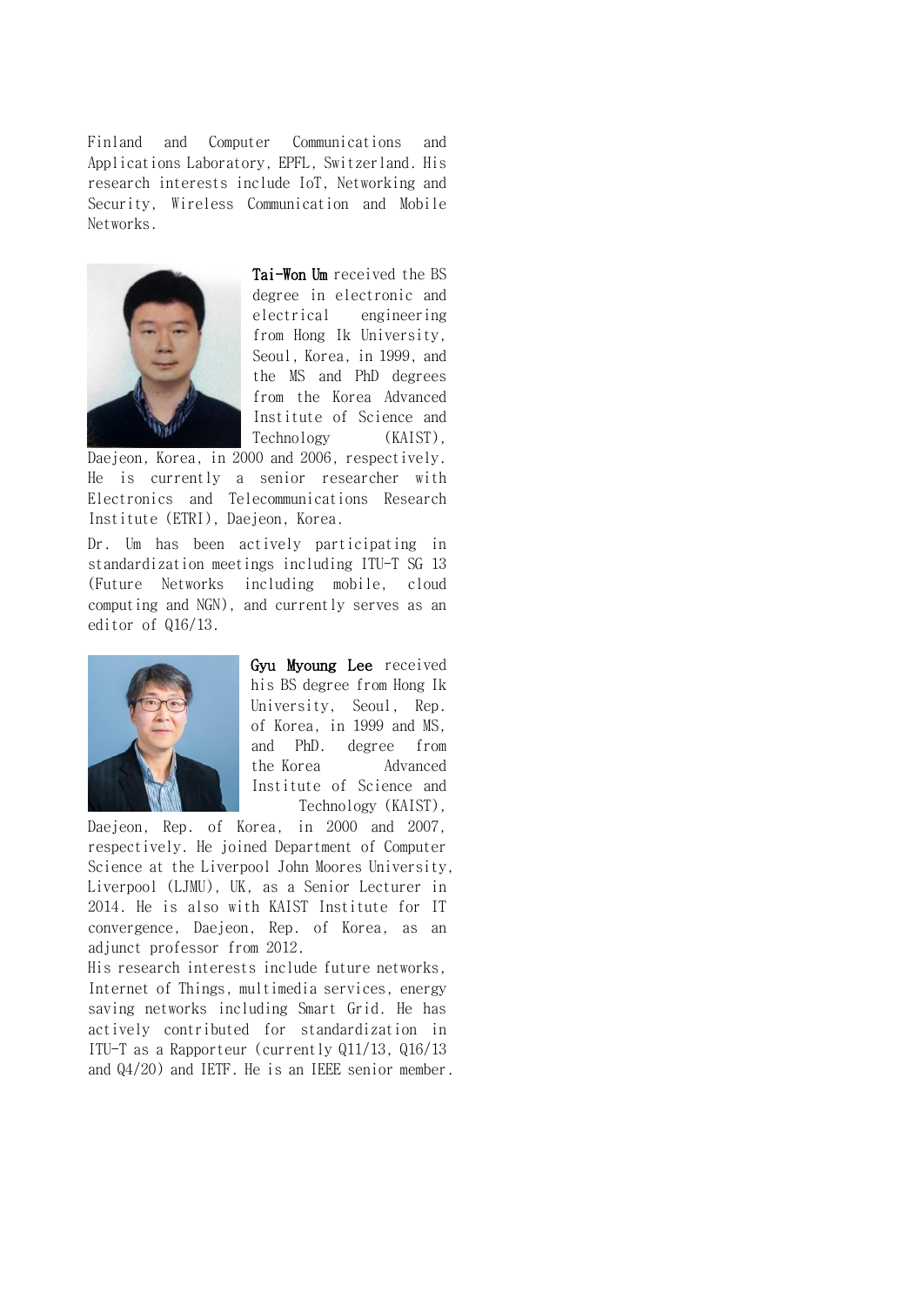Finland and Computer Communications and Applications Laboratory, EPFL, Switzerland. His research interests include IoT, Networking and Security, Wireless Communication and Mobile Networks.

**Tai-Won Um** received the BS degree in electronic and electrical engineering from Hong Ik University, Seoul, Korea, in 1999, and the MS and PhD degrees from the Korea Advanced Institute of Science and Technology (KAIST), Daejeon, Korea, in 2000 and 2006, respectively. He is currently a senior researcher with Electronics and Telecommunications Research Institute (ETRI), Daejeon, Korea.

Dr. Um has been actively participating in standardization meetings including ITU-T SG 13 (Future Networks including mobile, cloud computing and NGN), and currently serves as an editor of Q16/13.

**Gyu Myoung Lee** received his BS degree from Hong Ik University, Seoul, Rep. of Korea, in 1999 and MS, and PhD. degree from the Korea Advanced Institute of Science and Technology (KAIST), Daejeon, Rep. of Korea, in 2000 and 2007, respectively. He joined Department of Computer Science at the Liverpool John Moores University, Liverpool (LJMU), UK, as a Senior Lecturer in 2014. He is also with KAIST Institute for IT convergence, Daejeon, Rep. of Korea, as an adjunct professor from 2012.

His research interests include future networks, Internet of Things, multimedia services, energy saving networks including Smart Grid. He has actively contributed for standardization in ITU-T as a Rapporteur (currently Q11/13, Q16/13 and Q4/20) and IETF. He is an IEEE senior member.